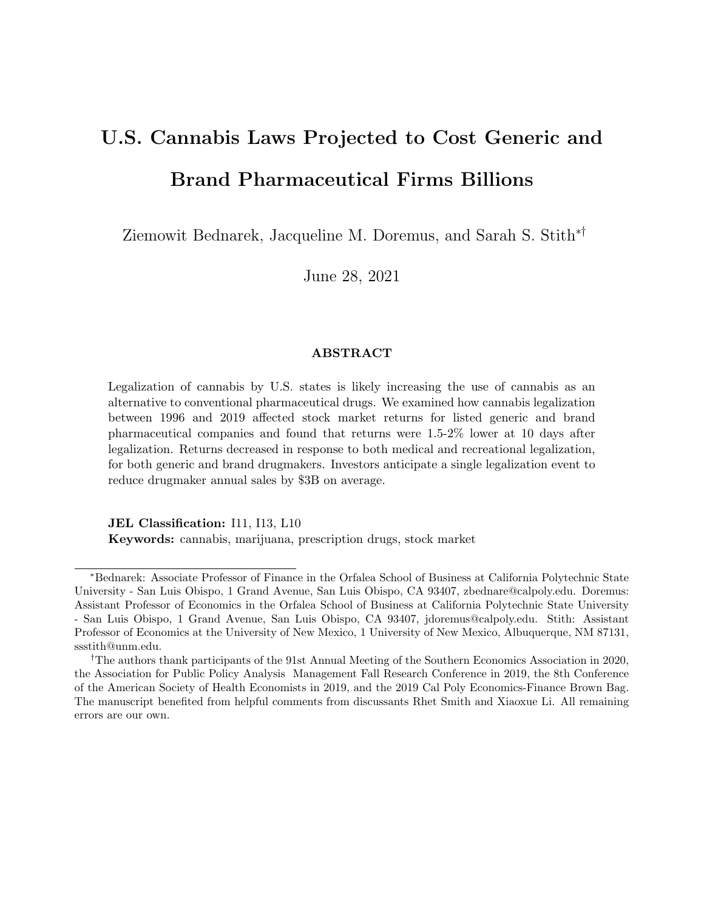# U.S. Cannabis Laws Projected to Cost Generic and Brand Pharmaceutical Firms Billions

Ziemowit Bednarek, Jacqueline M. Doremus, and Sarah S. Stith*†

June 28, 2021

## ABSTRACT

Legalization of cannabis by U.S. states is likely increasing the use of cannabis as an alternative to conventional pharmaceutical drugs. We examined how cannabis legalization between 1996 and 2019 affected stock market returns for listed generic and brand pharmaceutical companies and found that returns were 1.5-2% lower at 10 days after legalization. Returns decreased in response to both medical and recreational legalization, for both generic and brand drugmakers. Investors anticipate a single legalization event to reduce drugmaker annual sales by $3B on average.

**JEL Classification:** I11, I13, L10
**Keywords:** cannabis, marijuana, prescription drugs, stock market

---

*Bednarek: Associate Professor of Finance in the Orfalea School of Business at California Polytechnic State University - San Luis Obispo, 1 Grand Avenue, San Luis Obispo, CA 93407, zbednare@calpoly.edu. Doremus: Assistant Professor of Economics in the Orfalea School of Business at California Polytechnic State University - San Luis Obispo, 1 Grand Avenue, San Luis Obispo, CA 93407, jdoremus@calpoly.edu. Stith: Assistant Professor of Economics at the University of New Mexico, 1 University of New Mexico, Albuquerque, NM 87131, ssstith@unm.edu.

†The authors thank participants of the 91st Annual Meeting of the Southern Economics Association in 2020, the Association for Public Policy Analysis Management Fall Research Conference in 2019, the 8th Conference of the American Society of Health Economists in 2019, and the 2019 Cal Poly Economics-Finance Brown Bag. The manuscript benefited from helpful comments from discussants Rhet Smith and Xiaoxue Li. All remaining errors are our own.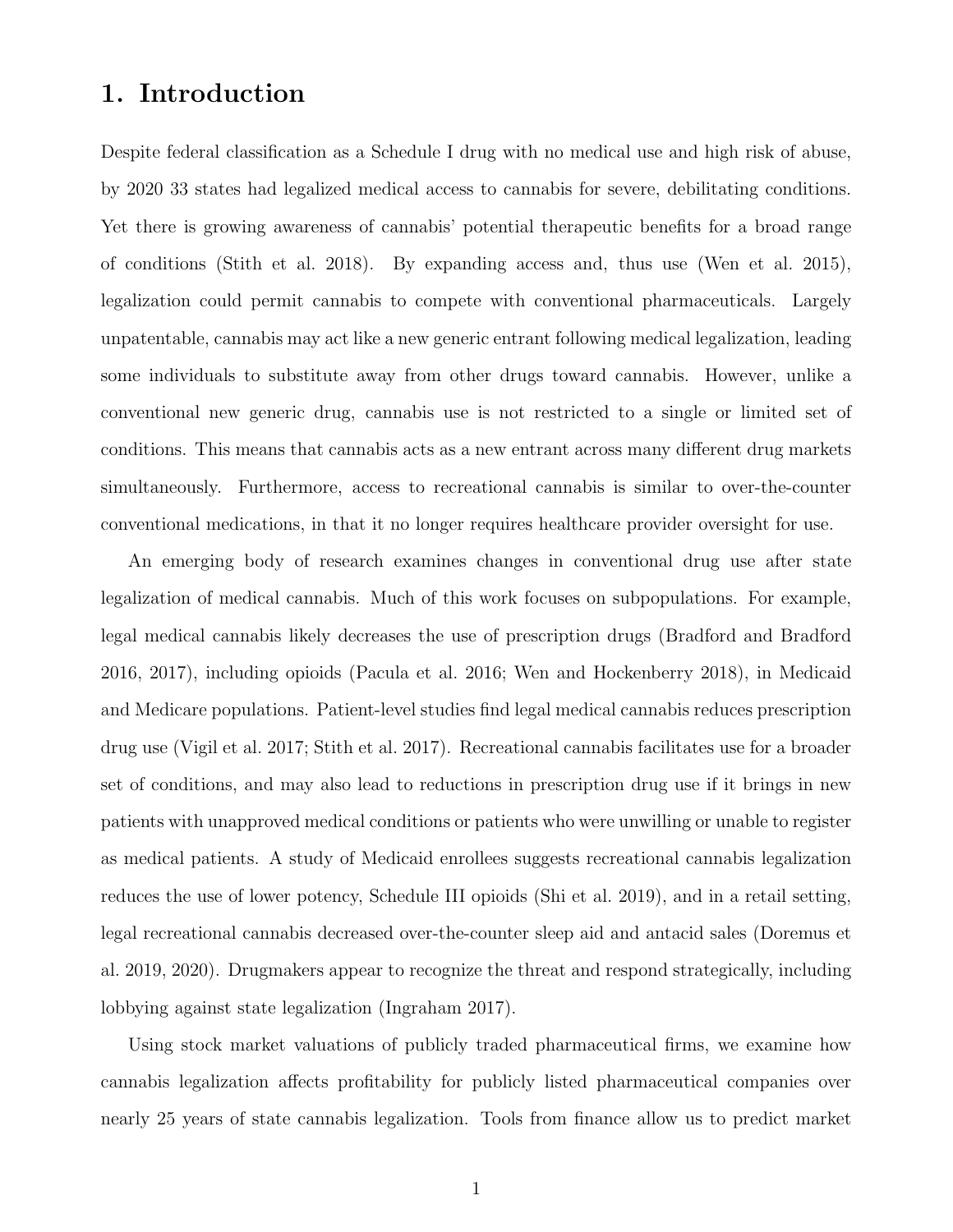# 1. Introduction

Despite federal classification as a Schedule I drug with no medical use and high risk of abuse, by 2020 33 states had legalized medical access to cannabis for severe, debilitating conditions. Yet there is growing awareness of cannabis' potential therapeutic benefits for a broad range of conditions (Stith et al. 2018). By expanding access and, thus use (Wen et al. 2015), legalization could permit cannabis to compete with conventional pharmaceuticals. Largely unpatentable, cannabis may act like a new generic entrant following medical legalization, leading some individuals to substitute away from other drugs toward cannabis. However, unlike a conventional new generic drug, cannabis use is not restricted to a single or limited set of conditions. This means that cannabis acts as a new entrant across many different drug markets simultaneously. Furthermore, access to recreational cannabis is similar to over-the-counter conventional medications, in that it no longer requires healthcare provider oversight for use.

An emerging body of research examines changes in conventional drug use after state legalization of medical cannabis. Much of this work focuses on subpopulations. For example, legal medical cannabis likely decreases the use of prescription drugs (Bradford and Bradford 2016, 2017), including opioids (Pacula et al. 2016; Wen and Hockenberry 2018), in Medicaid and Medicare populations. Patient-level studies find legal medical cannabis reduces prescription drug use (Vigil et al. 2017; Stith et al. 2017). Recreational cannabis facilitates use for a broader set of conditions, and may also lead to reductions in prescription drug use if it brings in new patients with unapproved medical conditions or patients who were unwilling or unable to register as medical patients. A study of Medicaid enrollees suggests recreational cannabis legalization reduces the use of lower potency, Schedule III opioids (Shi et al. 2019), and in a retail setting, legal recreational cannabis decreased over-the-counter sleep aid and antacid sales (Doremus et al. 2019, 2020). Drugmakers appear to recognize the threat and respond strategically, including lobbying against state legalization (Ingraham 2017).

Using stock market valuations of publicly traded pharmaceutical firms, we examine how cannabis legalization affects profitability for publicly listed pharmaceutical companies over nearly 25 years of state cannabis legalization. Tools from finance allow us to predict market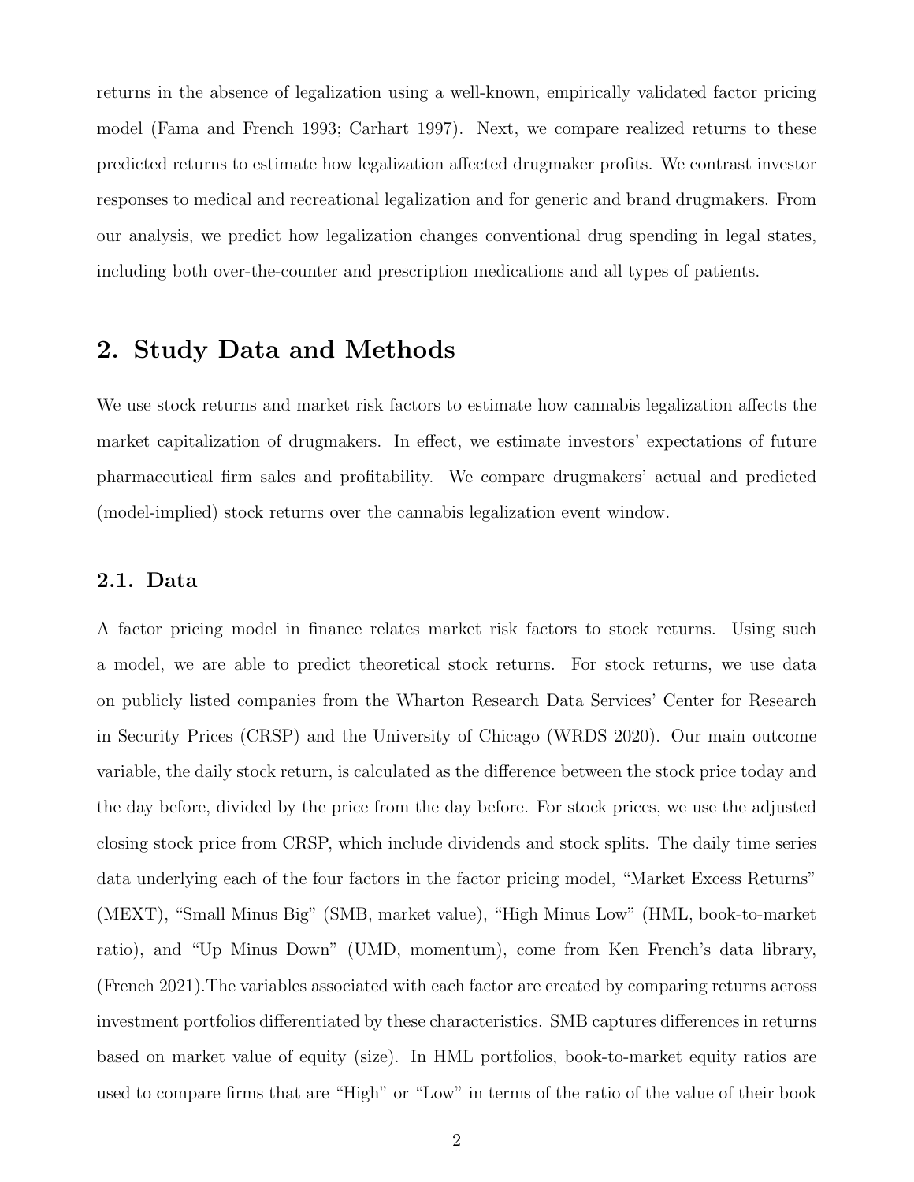returns in the absence of legalization using a well-known, empirically validated factor pricing model (Fama and French 1993; Carhart 1997). Next, we compare realized returns to these predicted returns to estimate how legalization affected drugmaker profits. We contrast investor responses to medical and recreational legalization and for generic and brand drugmakers. From our analysis, we predict how legalization changes conventional drug spending in legal states, including both over-the-counter and prescription medications and all types of patients.

## 2. Study Data and Methods

We use stock returns and market risk factors to estimate how cannabis legalization affects the market capitalization of drugmakers. In effect, we estimate investors' expectations of future pharmaceutical firm sales and profitability. We compare drugmakers' actual and predicted (model-implied) stock returns over the cannabis legalization event window.

### 2.1. Data

A factor pricing model in finance relates market risk factors to stock returns. Using such a model, we are able to predict theoretical stock returns. For stock returns, we use data on publicly listed companies from the Wharton Research Data Services' Center for Research in Security Prices (CRSP) and the University of Chicago (WRDS 2020). Our main outcome variable, the daily stock return, is calculated as the difference between the stock price today and the day before, divided by the price from the day before. For stock prices, we use the adjusted closing stock price from CRSP, which include dividends and stock splits. The daily time series data underlying each of the four factors in the factor pricing model, "Market Excess Returns" (MEXT), "Small Minus Big" (SMB, market value), "High Minus Low" (HML, book-to-market ratio), and "Up Minus Down" (UMD, momentum), come from Ken French's data library, (French 2021).The variables associated with each factor are created by comparing returns across investment portfolios differentiated by these characteristics. SMB captures differences in returns based on market value of equity (size). In HML portfolios, book-to-market equity ratios are used to compare firms that are "High" or "Low" in terms of the ratio of the value of their book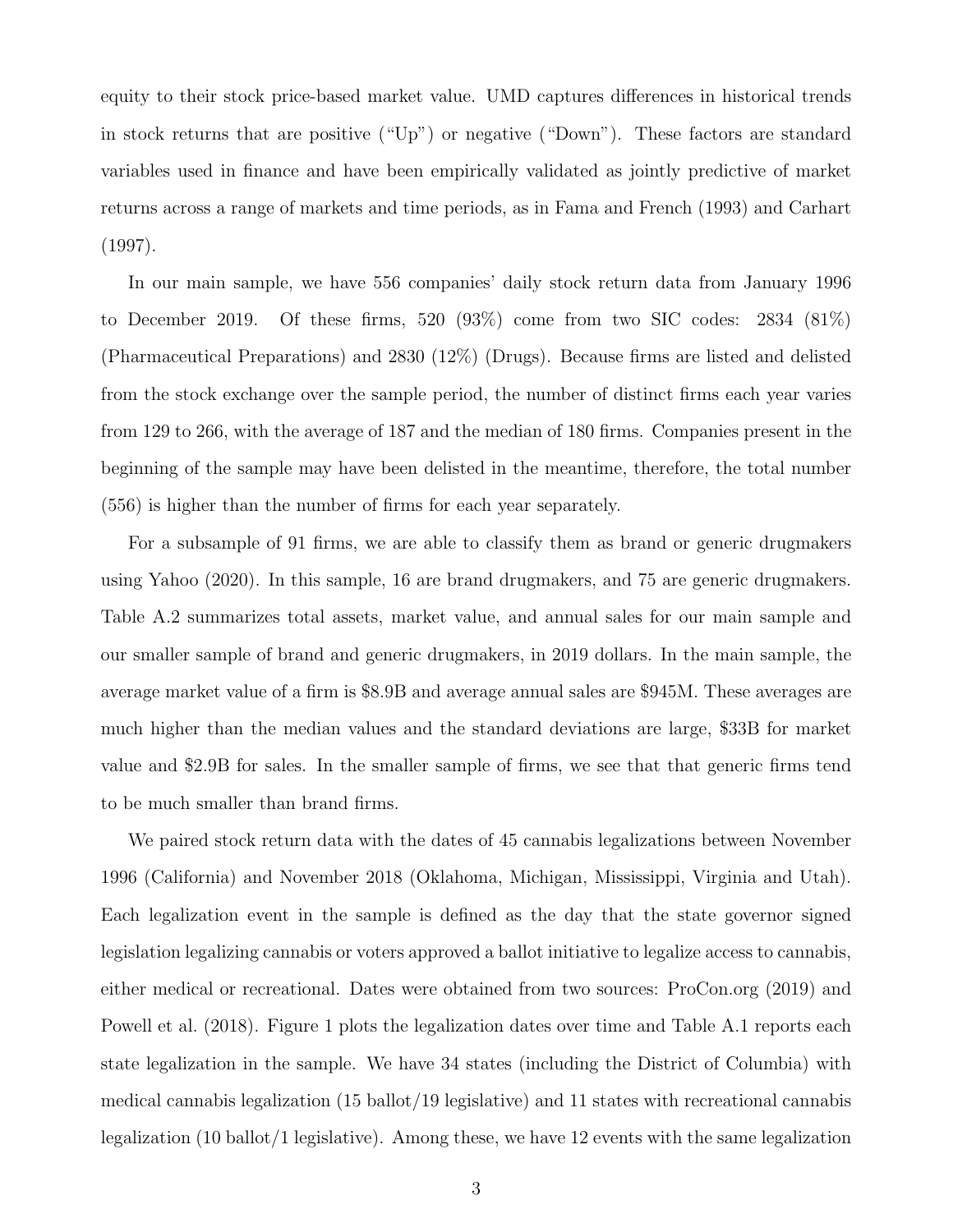equity to their stock price-based market value. UMD captures differences in historical trends in stock returns that are positive ("Up") or negative ("Down"). These factors are standard variables used in finance and have been empirically validated as jointly predictive of market returns across a range of markets and time periods, as in Fama and French (1993) and Carhart (1997).

In our main sample, we have 556 companies' daily stock return data from January 1996 to December 2019. Of these firms, 520 (93%) come from two SIC codes: 2834 (81%) (Pharmaceutical Preparations) and 2830 (12%) (Drugs). Because firms are listed and delisted from the stock exchange over the sample period, the number of distinct firms each year varies from 129 to 266, with the average of 187 and the median of 180 firms. Companies present in the beginning of the sample may have been delisted in the meantime, therefore, the total number (556) is higher than the number of firms for each year separately.

For a subsample of 91 firms, we are able to classify them as brand or generic drugmakers using Yahoo (2020). In this sample, 16 are brand drugmakers, and 75 are generic drugmakers. Table A.2 summarizes total assets, market value, and annual sales for our main sample and our smaller sample of brand and generic drugmakers, in 2019 dollars. In the main sample, the average market value of a firm is \$8.9B and average annual sales are \$945M. These averages are much higher than the median values and the standard deviations are large, \$33B for market value and \$2.9B for sales. In the smaller sample of firms, we see that that generic firms tend to be much smaller than brand firms.

We paired stock return data with the dates of 45 cannabis legalizations between November 1996 (California) and November 2018 (Oklahoma, Michigan, Mississippi, Virginia and Utah). Each legalization event in the sample is defined as the day that the state governor signed legislation legalizing cannabis or voters approved a ballot initiative to legalize access to cannabis, either medical or recreational. Dates were obtained from two sources: ProCon.org (2019) and Powell et al. (2018). Figure 1 plots the legalization dates over time and Table A.1 reports each state legalization in the sample. We have 34 states (including the District of Columbia) with medical cannabis legalization (15 ballot/19 legislative) and 11 states with recreational cannabis legalization (10 ballot/1 legislative). Among these, we have 12 events with the same legalization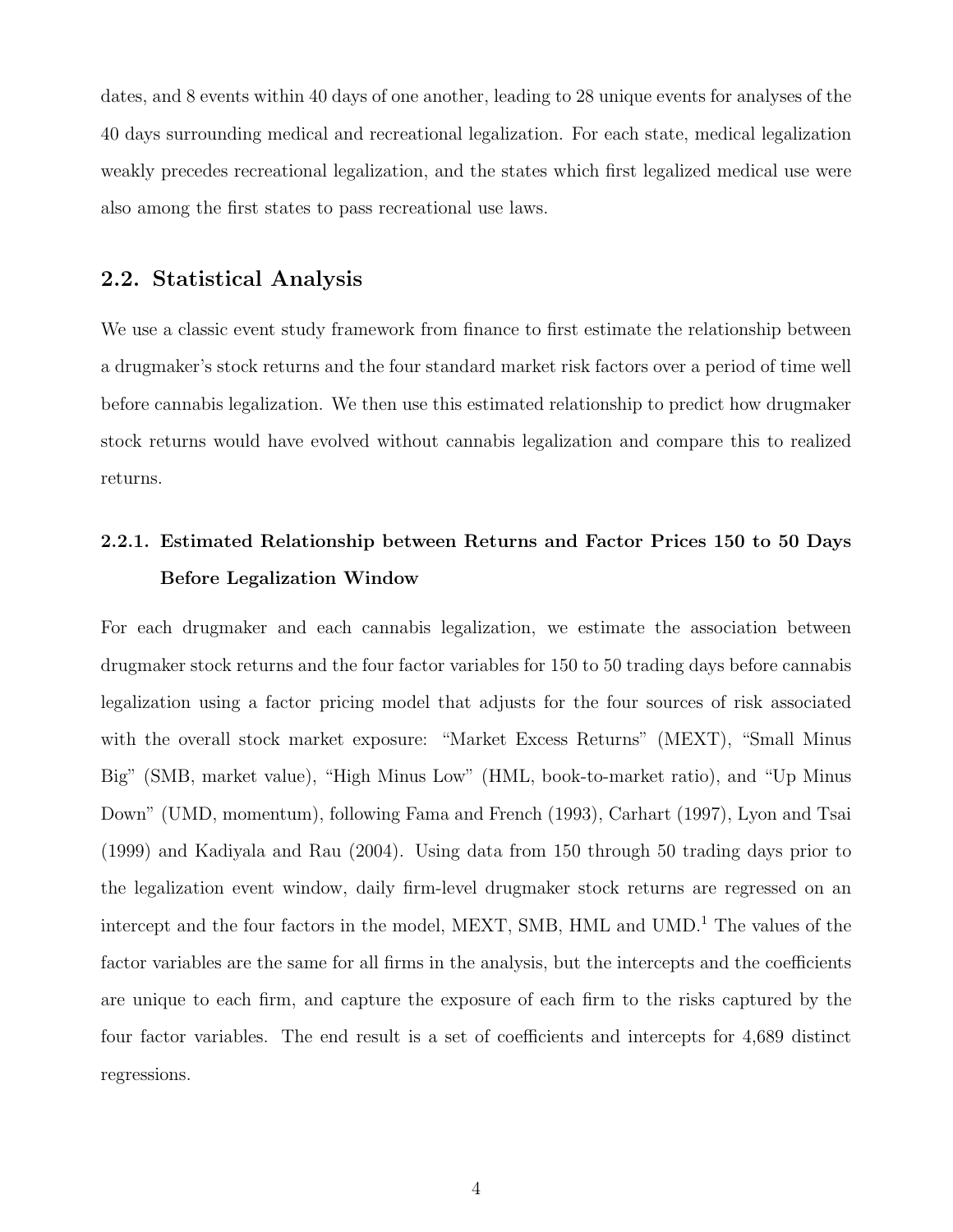dates, and 8 events within 40 days of one another, leading to 28 unique events for analyses of the 40 days surrounding medical and recreational legalization. For each state, medical legalization weakly precedes recreational legalization, and the states which first legalized medical use were also among the first states to pass recreational use laws.

## 2.2. Statistical Analysis

We use a classic event study framework from finance to first estimate the relationship between a drugmaker's stock returns and the four standard market risk factors over a period of time well before cannabis legalization. We then use this estimated relationship to predict how drugmaker stock returns would have evolved without cannabis legalization and compare this to realized returns.

### 2.2.1. Estimated Relationship between Returns and Factor Prices 150 to 50 Days Before Legalization Window

For each drugmaker and each cannabis legalization, we estimate the association between drugmaker stock returns and the four factor variables for 150 to 50 trading days before cannabis legalization using a factor pricing model that adjusts for the four sources of risk associated with the overall stock market exposure: "Market Excess Returns" (MEXT), "Small Minus Big" (SMB, market value), "High Minus Low" (HML, book-to-market ratio), and "Up Minus Down" (UMD, momentum), following Fama and French (1993), Carhart (1997), Lyon and Tsai (1999) and Kadiyala and Rau (2004). Using data from 150 through 50 trading days prior to the legalization event window, daily firm-level drugmaker stock returns are regressed on an intercept and the four factors in the model, MEXT, SMB, HML and UMD.[1] The values of the factor variables are the same for all firms in the analysis, but the intercepts and the coefficients are unique to each firm, and capture the exposure of each firm to the risks captured by the four factor variables. The end result is a set of coefficients and intercepts for 4,689 distinct regressions.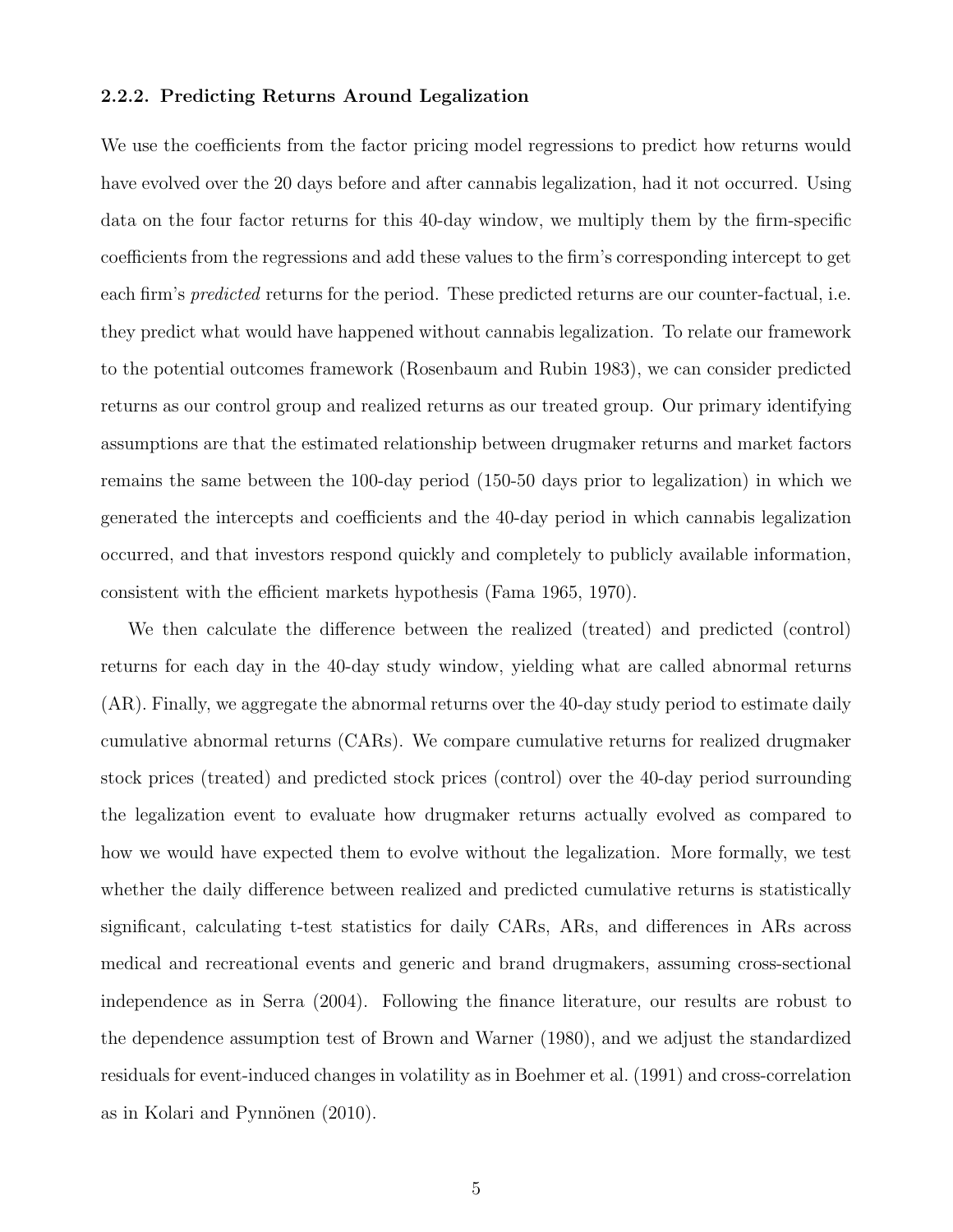#### 2.2.2. Predicting Returns Around Legalization

We use the coefficients from the factor pricing model regressions to predict how returns would have evolved over the 20 days before and after cannabis legalization, had it not occurred. Using data on the four factor returns for this 40-day window, we multiply them by the firm-specific coefficients from the regressions and add these values to the firm's corresponding intercept to get each firm's *predicted* returns for the period. These predicted returns are our counter-factual, i.e. they predict what would have happened without cannabis legalization. To relate our framework to the potential outcomes framework (Rosenbaum and Rubin 1983), we can consider predicted returns as our control group and realized returns as our treated group. Our primary identifying assumptions are that the estimated relationship between drugmaker returns and market factors remains the same between the 100-day period (150-50 days prior to legalization) in which we generated the intercepts and coefficients and the 40-day period in which cannabis legalization occurred, and that investors respond quickly and completely to publicly available information, consistent with the efficient markets hypothesis (Fama 1965, 1970).

We then calculate the difference between the realized (treated) and predicted (control) returns for each day in the 40-day study window, yielding what are called abnormal returns (AR). Finally, we aggregate the abnormal returns over the 40-day study period to estimate daily cumulative abnormal returns (CARs). We compare cumulative returns for realized drugmaker stock prices (treated) and predicted stock prices (control) over the 40-day period surrounding the legalization event to evaluate how drugmaker returns actually evolved as compared to how we would have expected them to evolve without the legalization. More formally, we test whether the daily difference between realized and predicted cumulative returns is statistically significant, calculating t-test statistics for daily CARs, ARs, and differences in ARs across medical and recreational events and generic and brand drugmakers, assuming cross-sectional independence as in Serra (2004). Following the finance literature, our results are robust to the dependence assumption test of Brown and Warner (1980), and we adjust the standardized residuals for event-induced changes in volatility as in Boehmer et al. (1991) and cross-correlation as in Kolari and Pynnönen (2010).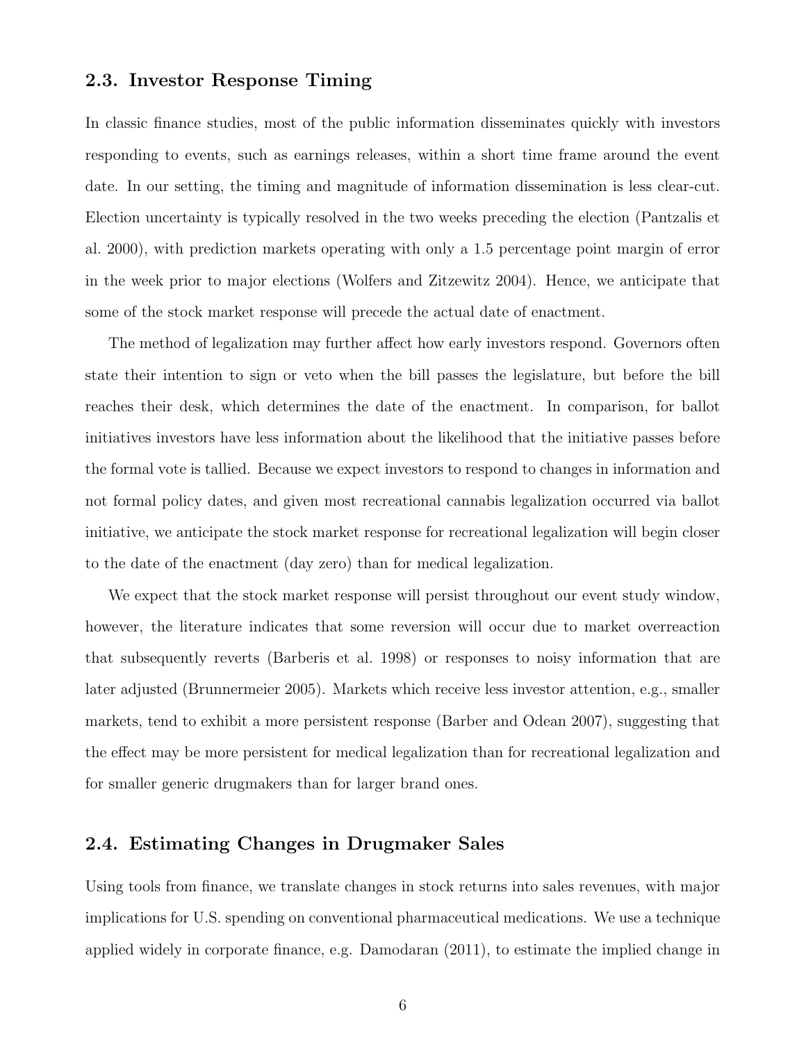### 2.3. Investor Response Timing

In classic finance studies, most of the public information disseminates quickly with investors responding to events, such as earnings releases, within a short time frame around the event date. In our setting, the timing and magnitude of information dissemination is less clear-cut. Election uncertainty is typically resolved in the two weeks preceding the election (Pantzalis et al. 2000), with prediction markets operating with only a 1.5 percentage point margin of error in the week prior to major elections (Wolfers and Zitzewitz 2004). Hence, we anticipate that some of the stock market response will precede the actual date of enactment.

The method of legalization may further affect how early investors respond. Governors often state their intention to sign or veto when the bill passes the legislature, but before the bill reaches their desk, which determines the date of the enactment. In comparison, for ballot initiatives investors have less information about the likelihood that the initiative passes before the formal vote is tallied. Because we expect investors to respond to changes in information and not formal policy dates, and given most recreational cannabis legalization occurred via ballot initiative, we anticipate the stock market response for recreational legalization will begin closer to the date of the enactment (day zero) than for medical legalization.

We expect that the stock market response will persist throughout our event study window, however, the literature indicates that some reversion will occur due to market overreaction that subsequently reverts (Barberis et al. 1998) or responses to noisy information that are later adjusted (Brunnermeier 2005). Markets which receive less investor attention, e.g., smaller markets, tend to exhibit a more persistent response (Barber and Odean 2007), suggesting that the effect may be more persistent for medical legalization than for recreational legalization and for smaller generic drugmakers than for larger brand ones.

### 2.4. Estimating Changes in Drugmaker Sales

Using tools from finance, we translate changes in stock returns into sales revenues, with major implications for U.S. spending on conventional pharmaceutical medications. We use a technique applied widely in corporate finance, e.g. Damodaran (2011), to estimate the implied change in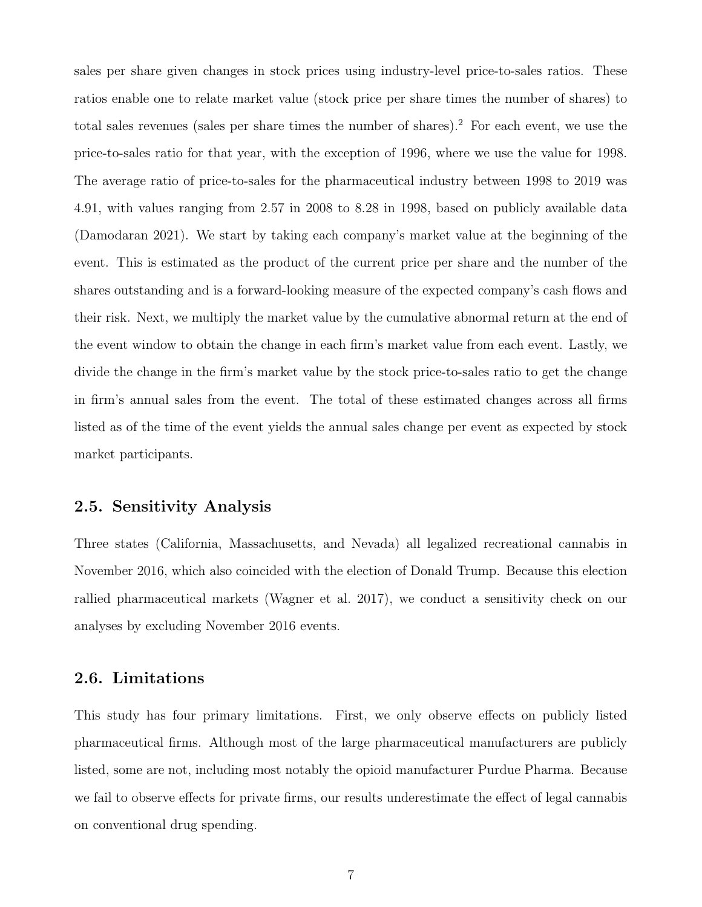sales per share given changes in stock prices using industry-level price-to-sales ratios. These ratios enable one to relate market value (stock price per share times the number of shares) to total sales revenues (sales per share times the number of shares).[2] For each event, we use the price-to-sales ratio for that year, with the exception of 1996, where we use the value for 1998. The average ratio of price-to-sales for the pharmaceutical industry between 1998 to 2019 was 4.91, with values ranging from 2.57 in 2008 to 8.28 in 1998, based on publicly available data (Damodaran 2021). We start by taking each company's market value at the beginning of the event. This is estimated as the product of the current price per share and the number of the shares outstanding and is a forward-looking measure of the expected company's cash flows and their risk. Next, we multiply the market value by the cumulative abnormal return at the end of the event window to obtain the change in each firm's market value from each event. Lastly, we divide the change in the firm's market value by the stock price-to-sales ratio to get the change in firm's annual sales from the event. The total of these estimated changes across all firms listed as of the time of the event yields the annual sales change per event as expected by stock market participants.

### 2.5. Sensitivity Analysis

Three states (California, Massachusetts, and Nevada) all legalized recreational cannabis in November 2016, which also coincided with the election of Donald Trump. Because this election rallied pharmaceutical markets (Wagner et al. 2017), we conduct a sensitivity check on our analyses by excluding November 2016 events.

### 2.6. Limitations

This study has four primary limitations. First, we only observe effects on publicly listed pharmaceutical firms. Although most of the large pharmaceutical manufacturers are publicly listed, some are not, including most notably the opioid manufacturer Purdue Pharma. Because we fail to observe effects for private firms, our results underestimate the effect of legal cannabis on conventional drug spending.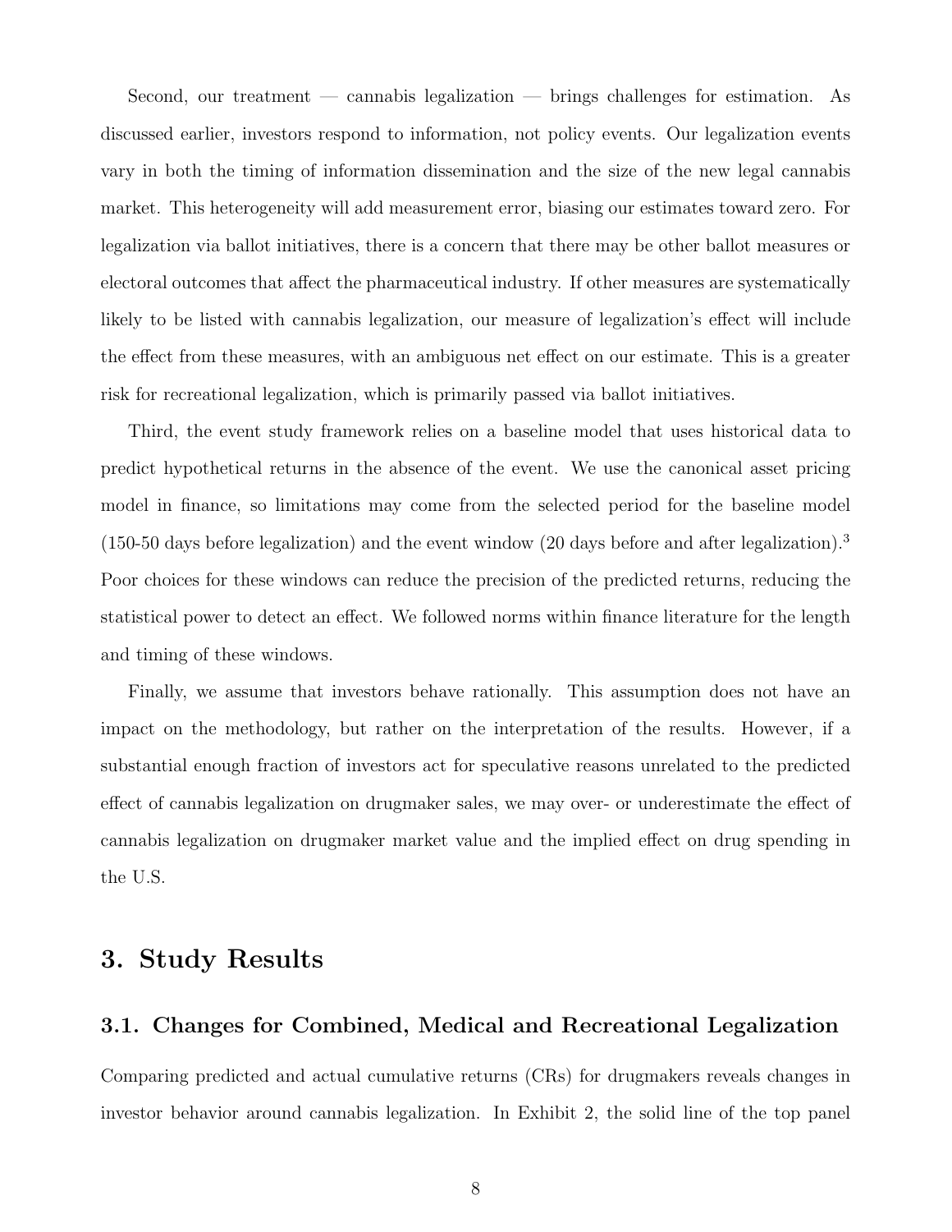Second, our treatment — cannabis legalization — brings challenges for estimation. As discussed earlier, investors respond to information, not policy events. Our legalization events vary in both the timing of information dissemination and the size of the new legal cannabis market. This heterogeneity will add measurement error, biasing our estimates toward zero. For legalization via ballot initiatives, there is a concern that there may be other ballot measures or electoral outcomes that affect the pharmaceutical industry. If other measures are systematically likely to be listed with cannabis legalization, our measure of legalization's effect will include the effect from these measures, with an ambiguous net effect on our estimate. This is a greater risk for recreational legalization, which is primarily passed via ballot initiatives.

Third, the event study framework relies on a baseline model that uses historical data to predict hypothetical returns in the absence of the event. We use the canonical asset pricing model in finance, so limitations may come from the selected period for the baseline model (150-50 days before legalization) and the event window (20 days before and after legalization).[3] Poor choices for these windows can reduce the precision of the predicted returns, reducing the statistical power to detect an effect. We followed norms within finance literature for the length and timing of these windows.

Finally, we assume that investors behave rationally. This assumption does not have an impact on the methodology, but rather on the interpretation of the results. However, if a substantial enough fraction of investors act for speculative reasons unrelated to the predicted effect of cannabis legalization on drugmaker sales, we may over- or underestimate the effect of cannabis legalization on drugmaker market value and the implied effect on drug spending in the U.S.

## 3. Study Results

### 3.1. Changes for Combined, Medical and Recreational Legalization

Comparing predicted and actual cumulative returns (CRs) for drugmakers reveals changes in investor behavior around cannabis legalization. In Exhibit 2, the solid line of the top panel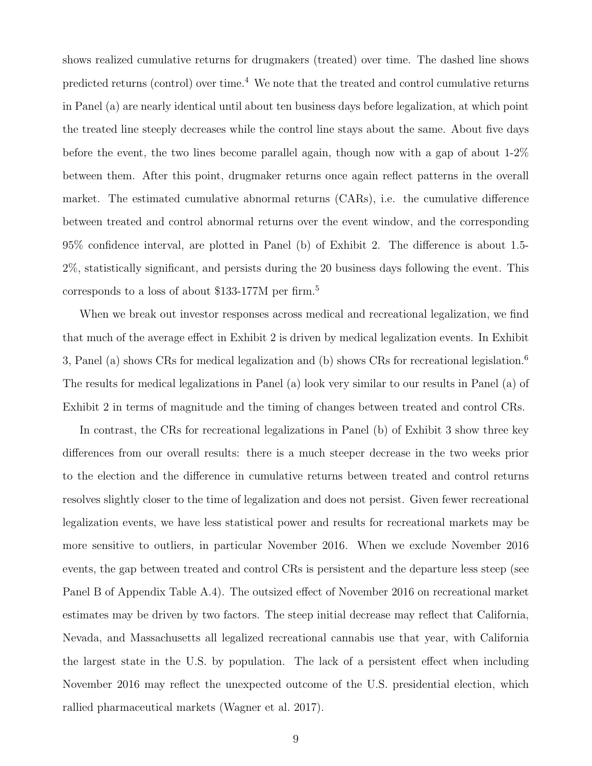shows realized cumulative returns for drugmakers (treated) over time. The dashed line shows predicted returns (control) over time.[4] We note that the treated and control cumulative returns in Panel (a) are nearly identical until about ten business days before legalization, at which point the treated line steeply decreases while the control line stays about the same. About five days before the event, the two lines become parallel again, though now with a gap of about 1-2% between them. After this point, drugmaker returns once again reflect patterns in the overall market. The estimated cumulative abnormal returns (CARs), i.e. the cumulative difference between treated and control abnormal returns over the event window, and the corresponding 95% confidence interval, are plotted in Panel (b) of Exhibit 2. The difference is about 1.5-2%, statistically significant, and persists during the 20 business days following the event. This corresponds to a loss of about $133-177M per firm.[5]

When we break out investor responses across medical and recreational legalization, we find that much of the average effect in Exhibit 2 is driven by medical legalization events. In Exhibit 3, Panel (a) shows CRs for medical legalization and (b) shows CRs for recreational legislation.[6] The results for medical legalizations in Panel (a) look very similar to our results in Panel (a) of Exhibit 2 in terms of magnitude and the timing of changes between treated and control CRs.

In contrast, the CRs for recreational legalizations in Panel (b) of Exhibit 3 show three key differences from our overall results: there is a much steeper decrease in the two weeks prior to the election and the difference in cumulative returns between treated and control returns resolves slightly closer to the time of legalization and does not persist. Given fewer recreational legalization events, we have less statistical power and results for recreational markets may be more sensitive to outliers, in particular November 2016. When we exclude November 2016 events, the gap between treated and control CRs is persistent and the departure less steep (see Panel B of Appendix Table A.4). The outsized effect of November 2016 on recreational market estimates may be driven by two factors. The steep initial decrease may reflect that California, Nevada, and Massachusetts all legalized recreational cannabis use that year, with California the largest state in the U.S. by population. The lack of a persistent effect when including November 2016 may reflect the unexpected outcome of the U.S. presidential election, which rallied pharmaceutical markets (Wagner et al. 2017).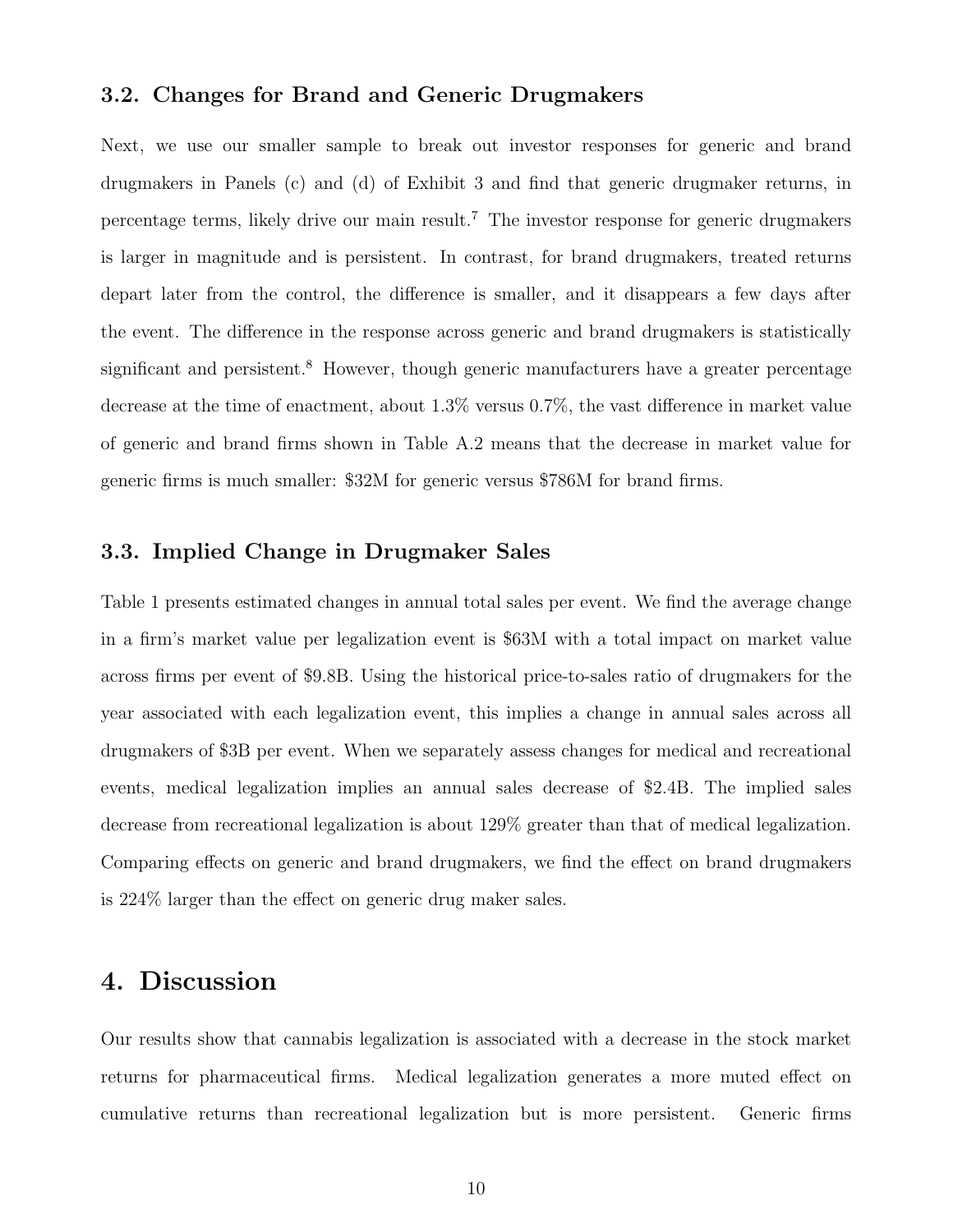### 3.2. Changes for Brand and Generic Drugmakers

Next, we use our smaller sample to break out investor responses for generic and brand drugmakers in Panels (c) and (d) of Exhibit 3 and find that generic drugmaker returns, in percentage terms, likely drive our main result.[7] The investor response for generic drugmakers is larger in magnitude and is persistent. In contrast, for brand drugmakers, treated returns depart later from the control, the difference is smaller, and it disappears a few days after the event. The difference in the response across generic and brand drugmakers is statistically significant and persistent.[8] However, though generic manufacturers have a greater percentage decrease at the time of enactment, about 1.3% versus 0.7%, the vast difference in market value of generic and brand firms shown in Table A.2 means that the decrease in market value for generic firms is much smaller: $32M for generic versus $786M for brand firms.

### 3.3. Implied Change in Drugmaker Sales

Table 1 presents estimated changes in annual total sales per event. We find the average change in a firm's market value per legalization event is $63M with a total impact on market value across firms per event of $9.8B. Using the historical price-to-sales ratio of drugmakers for the year associated with each legalization event, this implies a change in annual sales across all drugmakers of $3B per event. When we separately assess changes for medical and recreational events, medical legalization implies an annual sales decrease of $2.4B. The implied sales decrease from recreational legalization is about 129% greater than that of medical legalization. Comparing effects on generic and brand drugmakers, we find the effect on brand drugmakers is 224% larger than the effect on generic drug maker sales.

## 4. Discussion

Our results show that cannabis legalization is associated with a decrease in the stock market returns for pharmaceutical firms. Medical legalization generates a more muted effect on cumulative returns than recreational legalization but is more persistent. Generic firms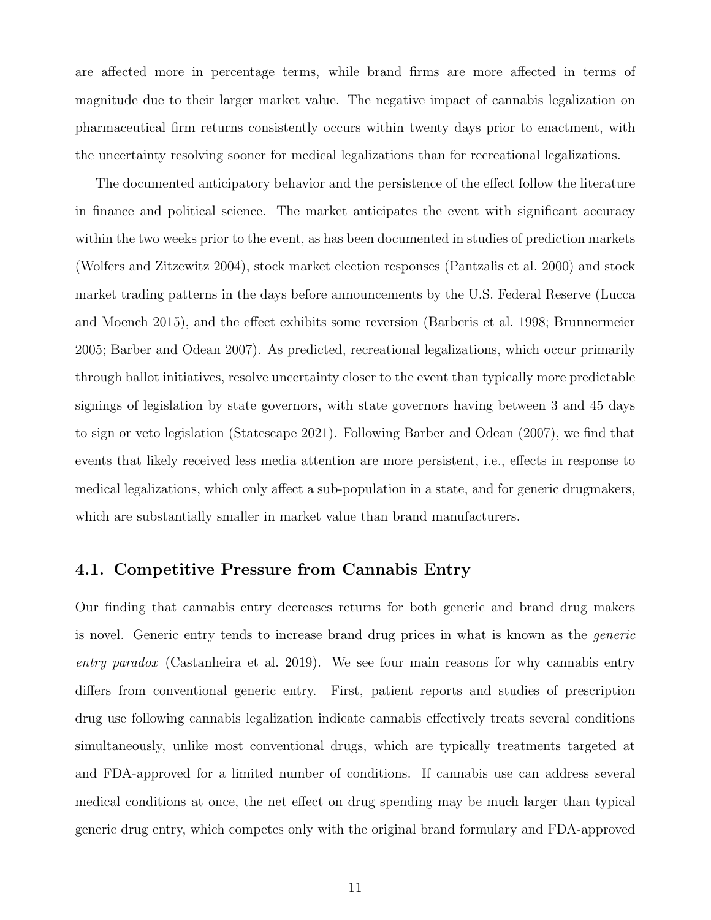are affected more in percentage terms, while brand firms are more affected in terms of magnitude due to their larger market value. The negative impact of cannabis legalization on pharmaceutical firm returns consistently occurs within twenty days prior to enactment, with the uncertainty resolving sooner for medical legalizations than for recreational legalizations.

The documented anticipatory behavior and the persistence of the effect follow the literature in finance and political science. The market anticipates the event with significant accuracy within the two weeks prior to the event, as has been documented in studies of prediction markets (Wolfers and Zitzewitz 2004), stock market election responses (Pantzalis et al. 2000) and stock market trading patterns in the days before announcements by the U.S. Federal Reserve (Lucca and Moench 2015), and the effect exhibits some reversion (Barberis et al. 1998; Brunnermeier 2005; Barber and Odean 2007). As predicted, recreational legalizations, which occur primarily through ballot initiatives, resolve uncertainty closer to the event than typically more predictable signings of legislation by state governors, with state governors having between 3 and 45 days to sign or veto legislation (Statescape 2021). Following Barber and Odean (2007), we find that events that likely received less media attention are more persistent, i.e., effects in response to medical legalizations, which only affect a sub-population in a state, and for generic drugmakers, which are substantially smaller in market value than brand manufacturers.

## 4.1. Competitive Pressure from Cannabis Entry

Our finding that cannabis entry decreases returns for both generic and brand drug makers is novel. Generic entry tends to increase brand drug prices in what is known as the *generic entry paradox* (Castanheira et al. 2019). We see four main reasons for why cannabis entry differs from conventional generic entry. First, patient reports and studies of prescription drug use following cannabis legalization indicate cannabis effectively treats several conditions simultaneously, unlike most conventional drugs, which are typically treatments targeted at and FDA-approved for a limited number of conditions. If cannabis use can address several medical conditions at once, the net effect on drug spending may be much larger than typical generic drug entry, which competes only with the original brand formulary and FDA-approved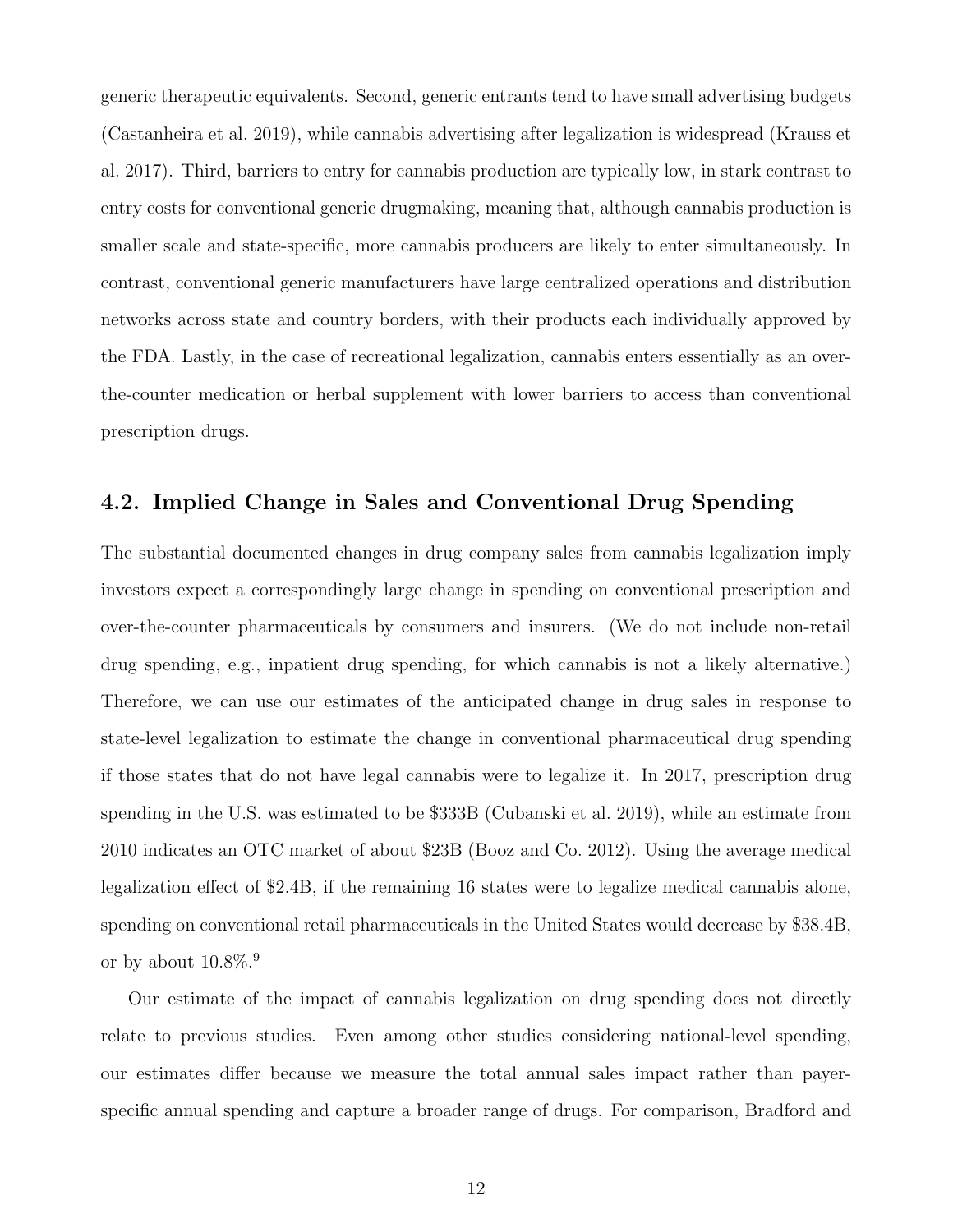generic therapeutic equivalents. Second, generic entrants tend to have small advertising budgets (Castanheira et al. 2019), while cannabis advertising after legalization is widespread (Krauss et al. 2017). Third, barriers to entry for cannabis production are typically low, in stark contrast to entry costs for conventional generic drugmaking, meaning that, although cannabis production is smaller scale and state-specific, more cannabis producers are likely to enter simultaneously. In contrast, conventional generic manufacturers have large centralized operations and distribution networks across state and country borders, with their products each individually approved by the FDA. Lastly, in the case of recreational legalization, cannabis enters essentially as an over-the-counter medication or herbal supplement with lower barriers to access than conventional prescription drugs.

## 4.2. Implied Change in Sales and Conventional Drug Spending

The substantial documented changes in drug company sales from cannabis legalization imply investors expect a correspondingly large change in spending on conventional prescription and over-the-counter pharmaceuticals by consumers and insurers. (We do not include non-retail drug spending, e.g., inpatient drug spending, for which cannabis is not a likely alternative.) Therefore, we can use our estimates of the anticipated change in drug sales in response to state-level legalization to estimate the change in conventional pharmaceutical drug spending if those states that do not have legal cannabis were to legalize it. In 2017, prescription drug spending in the U.S. was estimated to be $333B (Cubanski et al. 2019), while an estimate from 2010 indicates an OTC market of about $23B (Booz and Co. 2012). Using the average medical legalization effect of $2.4B, if the remaining 16 states were to legalize medical cannabis alone, spending on conventional retail pharmaceuticals in the United States would decrease by $38.4B, or by about 10.8%.[9]

Our estimate of the impact of cannabis legalization on drug spending does not directly relate to previous studies. Even among other studies considering national-level spending, our estimates differ because we measure the total annual sales impact rather than payer-specific annual spending and capture a broader range of drugs. For comparison, Bradford and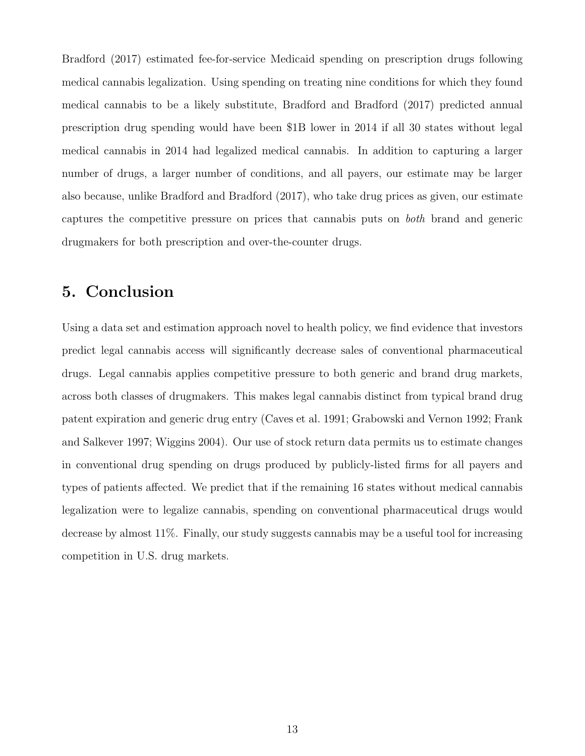Bradford (2017) estimated fee-for-service Medicaid spending on prescription drugs following medical cannabis legalization. Using spending on treating nine conditions for which they found medical cannabis to be a likely substitute, Bradford and Bradford (2017) predicted annual prescription drug spending would have been $1B lower in 2014 if all 30 states without legal medical cannabis in 2014 had legalized medical cannabis. In addition to capturing a larger number of drugs, a larger number of conditions, and all payers, our estimate may be larger also because, unlike Bradford and Bradford (2017), who take drug prices as given, our estimate captures the competitive pressure on prices that cannabis puts on *both* brand and generic drugmakers for both prescription and over-the-counter drugs.

## 5. Conclusion

Using a data set and estimation approach novel to health policy, we find evidence that investors predict legal cannabis access will significantly decrease sales of conventional pharmaceutical drugs. Legal cannabis applies competitive pressure to both generic and brand drug markets, across both classes of drugmakers. This makes legal cannabis distinct from typical brand drug patent expiration and generic drug entry (Caves et al. 1991; Grabowski and Vernon 1992; Frank and Salkever 1997; Wiggins 2004). Our use of stock return data permits us to estimate changes in conventional drug spending on drugs produced by publicly-listed firms for all payers and types of patients affected. We predict that if the remaining 16 states without medical cannabis legalization were to legalize cannabis, spending on conventional pharmaceutical drugs would decrease by almost 11%. Finally, our study suggests cannabis may be a useful tool for increasing competition in U.S. drug markets.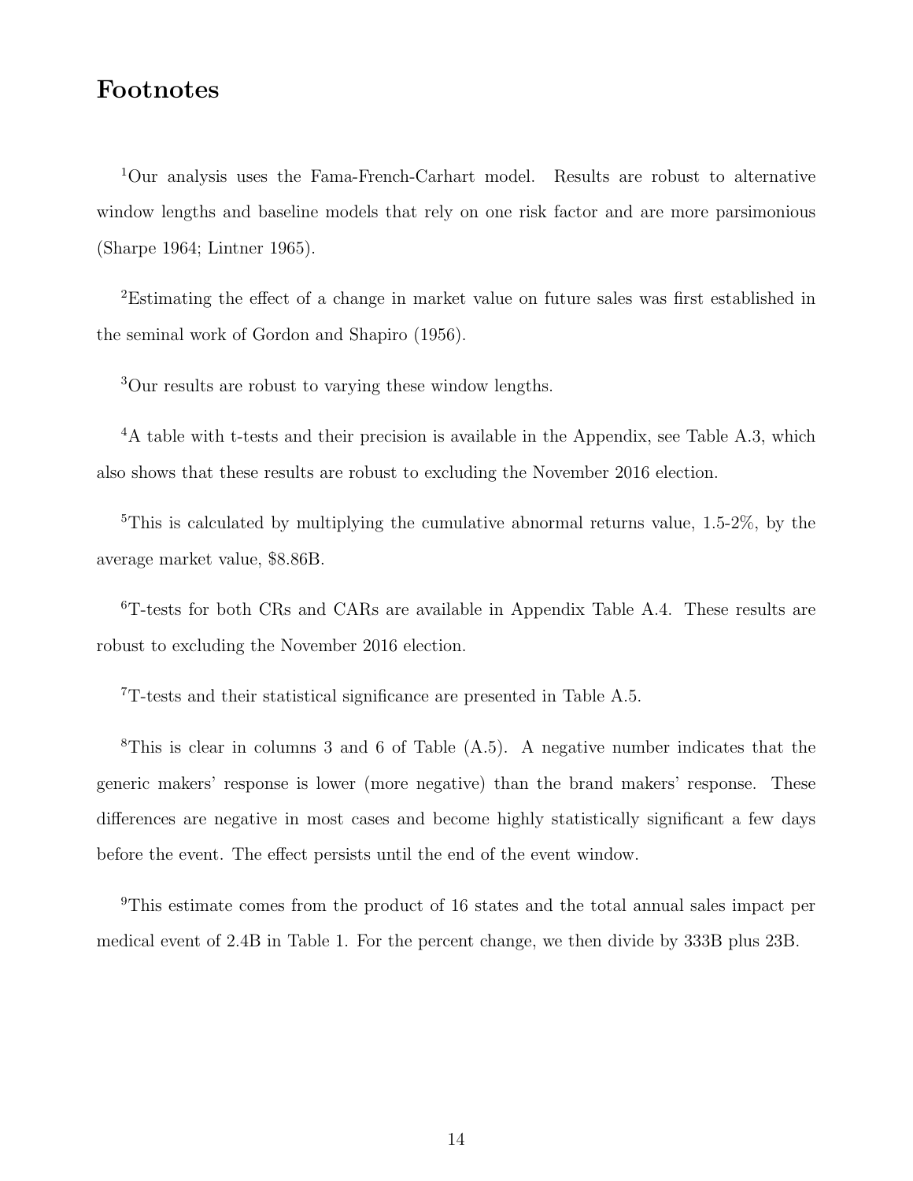# Footnotes

[1]Our analysis uses the Fama-French-Carhart model. Results are robust to alternative window lengths and baseline models that rely on one risk factor and are more parsimonious (Sharpe 1964; Lintner 1965).

[2]Estimating the effect of a change in market value on future sales was first established in the seminal work of Gordon and Shapiro (1956).

[3]Our results are robust to varying these window lengths.

[4]A table with t-tests and their precision is available in the Appendix, see Table A.3, which also shows that these results are robust to excluding the November 2016 election.

[5]This is calculated by multiplying the cumulative abnormal returns value, 1.5-2%, by the average market value, $8.86B.

[6]T-tests for both CRs and CARs are available in Appendix Table A.4. These results are robust to excluding the November 2016 election.

[7]T-tests and their statistical significance are presented in Table A.5.

[8]This is clear in columns 3 and 6 of Table (A.5). A negative number indicates that the generic makers' response is lower (more negative) than the brand makers' response. These differences are negative in most cases and become highly statistically significant a few days before the event. The effect persists until the end of the event window.

[9]This estimate comes from the product of 16 states and the total annual sales impact per medical event of 2.4B in Table 1. For the percent change, we then divide by 333B plus 23B.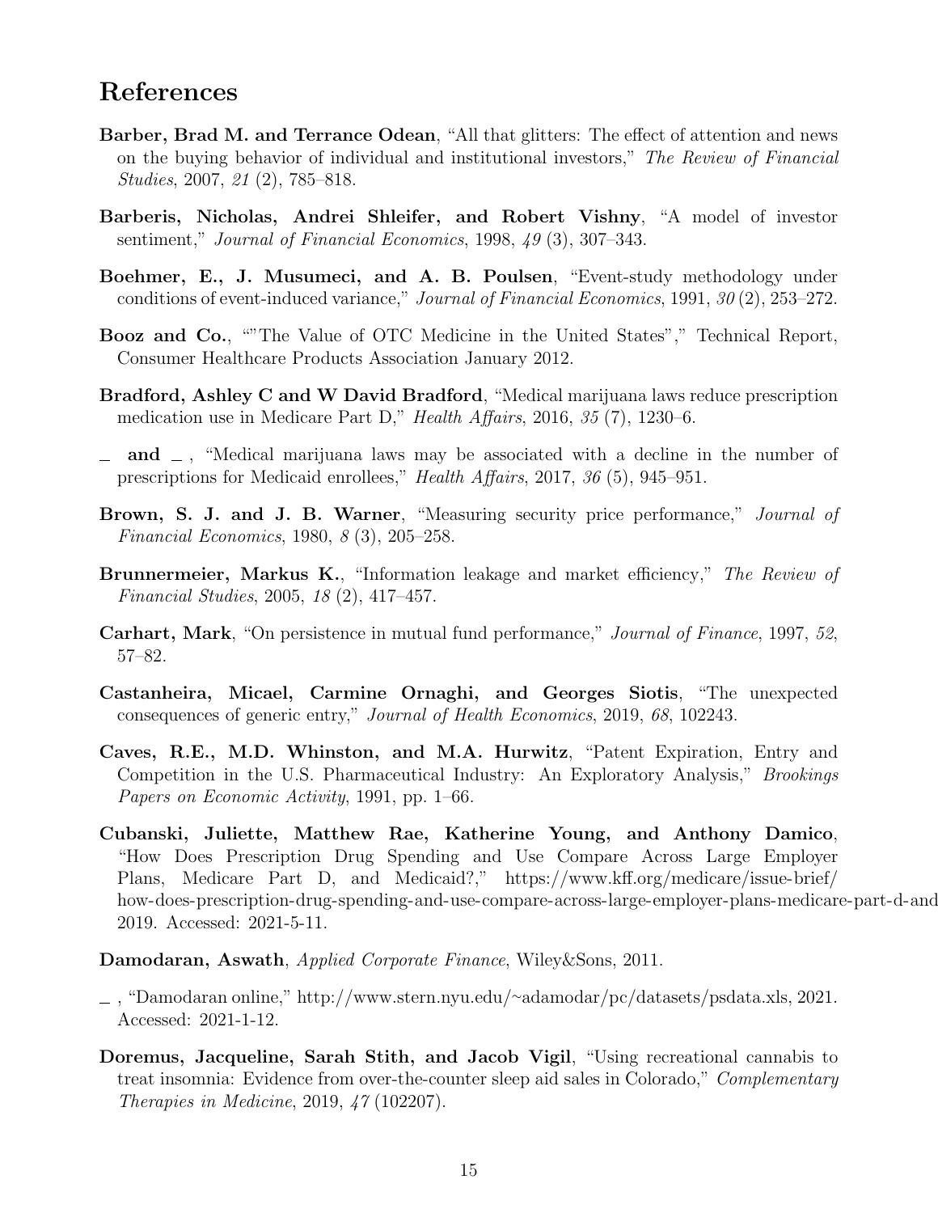# References

**Barber, Brad M. and Terrance Odean**, "All that glitters: The effect of attention and news on the buying behavior of individual and institutional investors," *The Review of Financial Studies*, 2007, *21* (2), 785–818.

**Barberis, Nicholas, Andrei Shleifer, and Robert Vishny**, "A model of investor sentiment," *Journal of Financial Economics*, 1998, *49* (3), 307–343.

**Boehmer, E., J. Musumeci, and A. B. Poulsen**, "Event-study methodology under conditions of event-induced variance," *Journal of Financial Economics*, 1991, *30* (2), 253–272.

**Booz and Co.**, ""The Value of OTC Medicine in the United States"," Technical Report, Consumer Healthcare Products Association January 2012.

**Bradford, Ashley C and W David Bradford**, "Medical marijuana laws reduce prescription medication use in Medicare Part D," *Health Affairs*, 2016, *35* (7), 1230–6.

**_ and _** , "Medical marijuana laws may be associated with a decline in the number of prescriptions for Medicaid enrollees," *Health Affairs*, 2017, *36* (5), 945–951.

**Brown, S. J. and J. B. Warner**, "Measuring security price performance," *Journal of Financial Economics*, 1980, *8* (3), 205–258.

**Brunnermeier, Markus K.**, "Information leakage and market efficiency," *The Review of Financial Studies*, 2005, *18* (2), 417–457.

**Carhart, Mark**, "On persistence in mutual fund performance," *Journal of Finance*, 1997, *52*, 57–82.

**Castanheira, Micael, Carmine Ornaghi, and Georges Siotis**, "The unexpected consequences of generic entry," *Journal of Health Economics*, 2019, *68*, 102243.

**Caves, R.E., M.D. Whinston, and M.A. Hurwitz**, "Patent Expiration, Entry and Competition in the U.S. Pharmaceutical Industry: An Exploratory Analysis," *Brookings Papers on Economic Activity*, 1991, pp. 1–66.

**Cubanski, Juliette, Matthew Rae, Katherine Young, and Anthony Damico**, "How Does Prescription Drug Spending and Use Compare Across Large Employer Plans, Medicare Part D, and Medicaid?," https://www.kff.org/medicare/issue-brief/how-does-prescription-drug-spending-and-use-compare-across-large-employer-plans-medicare-part-d-and 2019. Accessed: 2021-5-11.

**Damodaran, Aswath**, *Applied Corporate Finance*, Wiley&Sons, 2011.

_ , "Damodaran online," http://www.stern.nyu.edu/~adamodar/pc/datasets/psdata.xls, 2021. Accessed: 2021-1-12.

**Doremus, Jacqueline, Sarah Stith, and Jacob Vigil**, "Using recreational cannabis to treat insomnia: Evidence from over-the-counter sleep aid sales in Colorado," *Complementary Therapies in Medicine*, 2019, *47* (102207).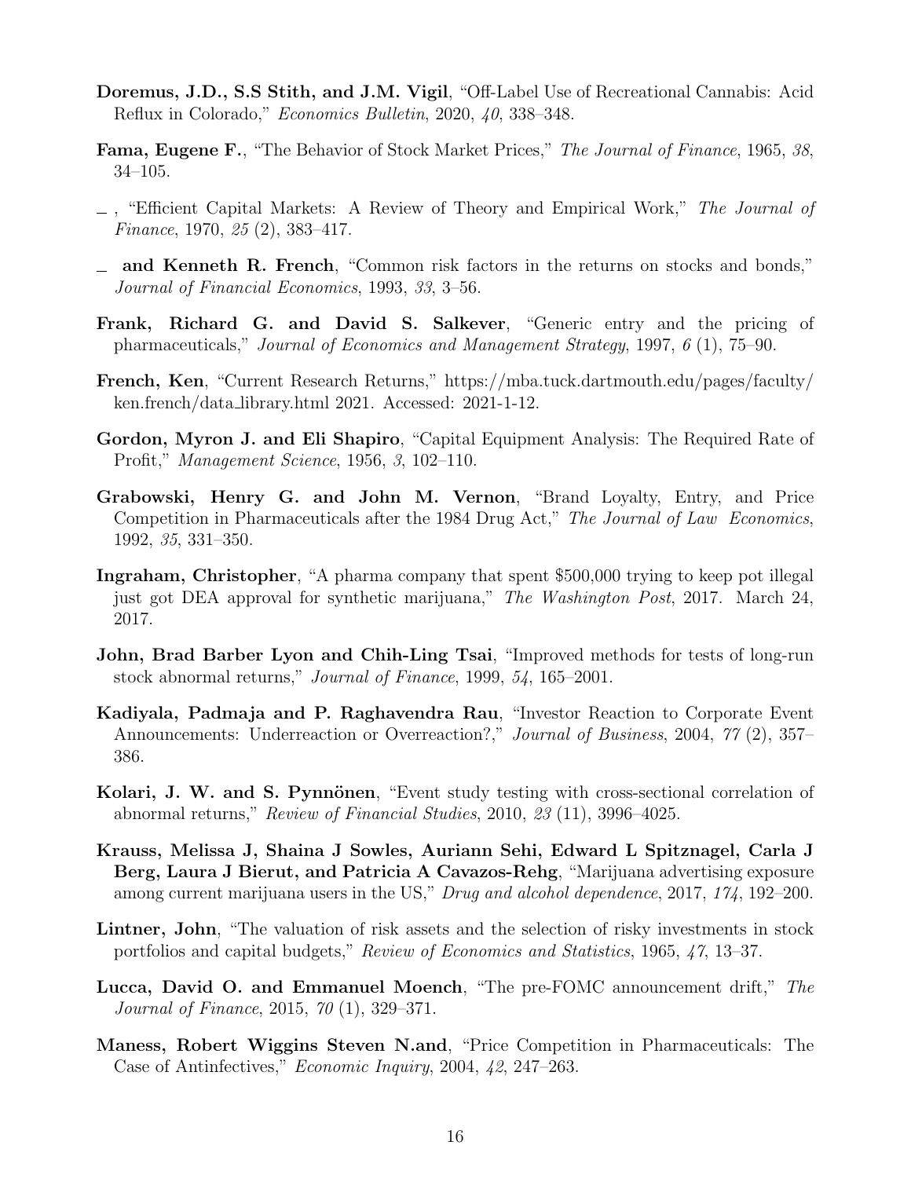**Doremus, J.D., S.S Stith, and J.M. Vigil**, "Off-Label Use of Recreational Cannabis: Acid Reflux in Colorado," *Economics Bulletin*, 2020, *40*, 338–348.

**Fama, Eugene F.**, "The Behavior of Stock Market Prices," *The Journal of Finance*, 1965, *38*, 34–105.

_ , "Efficient Capital Markets: A Review of Theory and Empirical Work," *The Journal of Finance*, 1970, *25* (2), 383–417.

_ **and Kenneth R. French**, "Common risk factors in the returns on stocks and bonds," *Journal of Financial Economics*, 1993, *33*, 3–56.

**Frank, Richard G. and David S. Salkever**, "Generic entry and the pricing of pharmaceuticals," *Journal of Economics and Management Strategy*, 1997, *6* (1), 75–90.

**French, Ken**, "Current Research Returns," https://mba.tuck.dartmouth.edu/pages/faculty/ken.french/data_library.html 2021. Accessed: 2021-1-12.

**Gordon, Myron J. and Eli Shapiro**, "Capital Equipment Analysis: The Required Rate of Profit," *Management Science*, 1956, *3*, 102–110.

**Grabowski, Henry G. and John M. Vernon**, "Brand Loyalty, Entry, and Price Competition in Pharmaceuticals after the 1984 Drug Act," *The Journal of Law Economics*, 1992, *35*, 331–350.

**Ingraham, Christopher**, "A pharma company that spent $500,000 trying to keep pot illegal just got DEA approval for synthetic marijuana," *The Washington Post*, 2017. March 24, 2017.

**John, Brad Barber Lyon and Chih-Ling Tsai**, "Improved methods for tests of long-run stock abnormal returns," *Journal of Finance*, 1999, *54*, 165–2001.

**Kadiyala, Padmaja and P. Raghavendra Rau**, "Investor Reaction to Corporate Event Announcements: Underreaction or Overreaction?," *Journal of Business*, 2004, *77* (2), 357–386.

**Kolari, J. W. and S. Pynnönen**, "Event study testing with cross-sectional correlation of abnormal returns," *Review of Financial Studies*, 2010, *23* (11), 3996–4025.

**Krauss, Melissa J, Shaina J Sowles, Auriann Sehi, Edward L Spitznagel, Carla J Berg, Laura J Bierut, and Patricia A Cavazos-Rehg**, "Marijuana advertising exposure among current marijuana users in the US," *Drug and alcohol dependence*, 2017, *174*, 192–200.

**Lintner, John**, "The valuation of risk assets and the selection of risky investments in stock portfolios and capital budgets," *Review of Economics and Statistics*, 1965, *47*, 13–37.

**Lucca, David O. and Emmanuel Moench**, "The pre-FOMC announcement drift," *The Journal of Finance*, 2015, *70* (1), 329–371.

**Maness, Robert Wiggins Steven N.and**, "Price Competition in Pharmaceuticals: The Case of Antinfectives," *Economic Inquiry*, 2004, *42*, 247–263.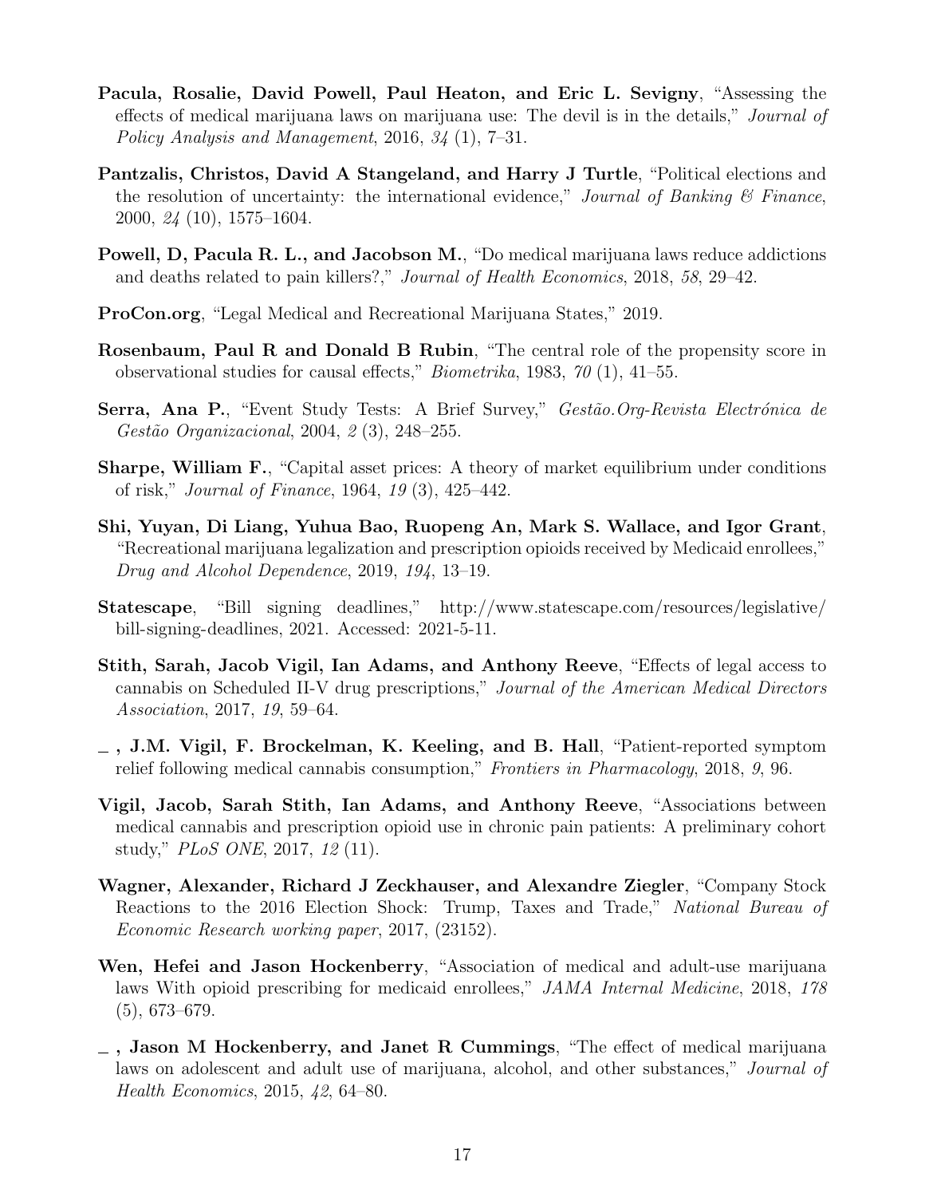**Pacula, Rosalie, David Powell, Paul Heaton, and Eric L. Sevigny**, "Assessing the effects of medical marijuana laws on marijuana use: The devil is in the details," *Journal of Policy Analysis and Management*, 2016, *34* (1), 7–31.

**Pantzalis, Christos, David A Stangeland, and Harry J Turtle**, "Political elections and the resolution of uncertainty: the international evidence," *Journal of Banking & Finance*, 2000, *24* (10), 1575–1604.

**Powell, D, Pacula R. L., and Jacobson M.**, "Do medical marijuana laws reduce addictions and deaths related to pain killers?," *Journal of Health Economics*, 2018, *58*, 29–42.

**ProCon.org**, "Legal Medical and Recreational Marijuana States," 2019.

**Rosenbaum, Paul R and Donald B Rubin**, "The central role of the propensity score in observational studies for causal effects," *Biometrika*, 1983, *70* (1), 41–55.

**Serra, Ana P.**, "Event Study Tests: A Brief Survey," *Gestão.Org-Revista Electrónica de Gestão Organizacional*, 2004, *2* (3), 248–255.

**Sharpe, William F.**, "Capital asset prices: A theory of market equilibrium under conditions of risk," *Journal of Finance*, 1964, *19* (3), 425–442.

**Shi, Yuyan, Di Liang, Yuhua Bao, Ruopeng An, Mark S. Wallace, and Igor Grant**, "Recreational marijuana legalization and prescription opioids received by Medicaid enrollees," *Drug and Alcohol Dependence*, 2019, *194*, 13–19.

**Statescape**, "Bill signing deadlines," http://www.statescape.com/resources/legislative/bill-signing-deadlines, 2021. Accessed: 2021-5-11.

**Stith, Sarah, Jacob Vigil, Ian Adams, and Anthony Reeve**, "Effects of legal access to cannabis on Scheduled II-V drug prescriptions," *Journal of the American Medical Directors Association*, 2017, *19*, 59–64.

**_ , J.M. Vigil, F. Brockelman, K. Keeling, and B. Hall**, "Patient-reported symptom relief following medical cannabis consumption," *Frontiers in Pharmacology*, 2018, *9*, 96.

**Vigil, Jacob, Sarah Stith, Ian Adams, and Anthony Reeve**, "Associations between medical cannabis and prescription opioid use in chronic pain patients: A preliminary cohort study," *PLoS ONE*, 2017, *12* (11).

**Wagner, Alexander, Richard J Zeckhauser, and Alexandre Ziegler**, "Company Stock Reactions to the 2016 Election Shock: Trump, Taxes and Trade," *National Bureau of Economic Research working paper*, 2017, (23152).

**Wen, Hefei and Jason Hockenberry**, "Association of medical and adult-use marijuana laws With opioid prescribing for medicaid enrollees," *JAMA Internal Medicine*, 2018, *178* (5), 673–679.

**_ , Jason M Hockenberry, and Janet R Cummings**, "The effect of medical marijuana laws on adolescent and adult use of marijuana, alcohol, and other substances," *Journal of Health Economics*, 2015, *42*, 64–80.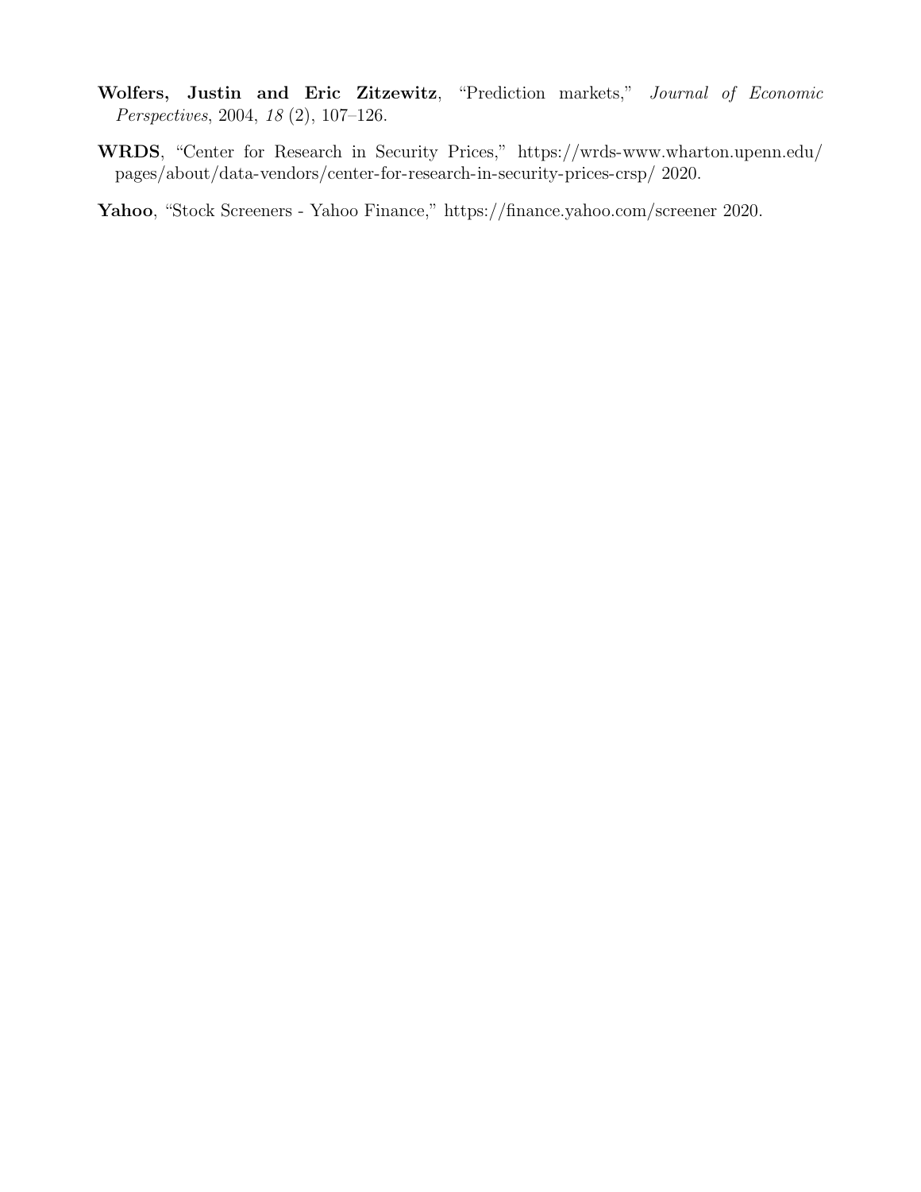**Wolfers, Justin and Eric Zitzewitz**, "Prediction markets," *Journal of Economic Perspectives*, 2004, *18* (2), 107–126.

**WRDS**, "Center for Research in Security Prices," https://wrds-www.wharton.upenn.edu/pages/about/data-vendors/center-for-research-in-security-prices-crsp/ 2020.

**Yahoo**, "Stock Screeners - Yahoo Finance," https://finance.yahoo.com/screener 2020.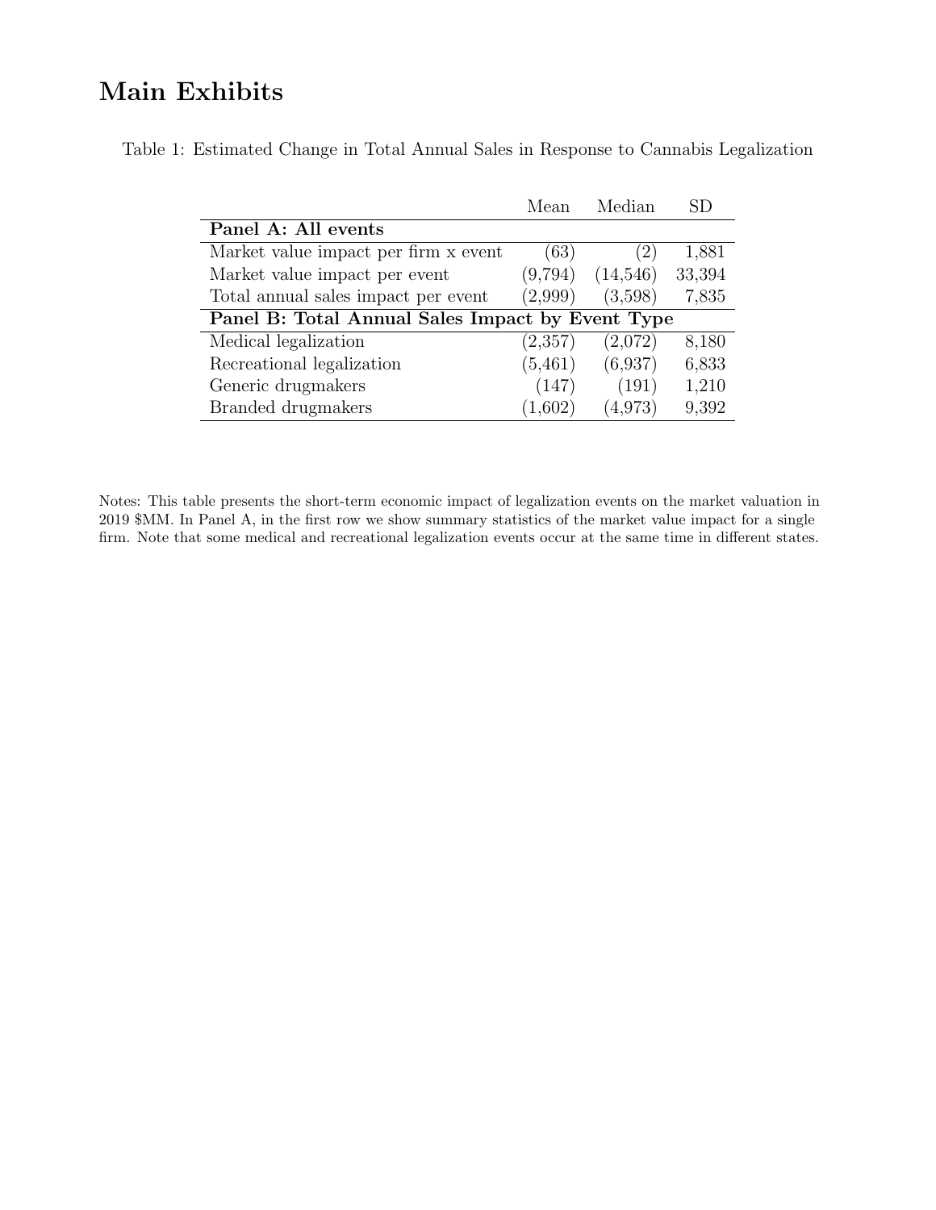# Main Exhibits

Table 1: Estimated Change in Total Annual Sales in Response to Cannabis Legalization

| | Mean | Median | SD |
|---|---|---|---|
| **Panel A: All events** | | | |
| Market value impact per firm x event | (63) | (2) | 1,881 |
| Market value impact per event | (9,794) | (14,546) | 33,394 |
| Total annual sales impact per event | (2,999) | (3,598) | 7,835 |
| **Panel B: Total Annual Sales Impact by Event Type** | | | |
| Medical legalization | (2,357) | (2,072) | 8,180 |
| Recreational legalization | (5,461) | (6,937) | 6,833 |
| Generic drugmakers | (147) | (191) | 1,210 |
| Branded drugmakers | (1,602) | (4,973) | 9,392 |

Notes: This table presents the short-term economic impact of legalization events on the market valuation in 2019 $MM. In Panel A, in the first row we show summary statistics of the market value impact for a single firm. Note that some medical and recreational legalization events occur at the same time in different states.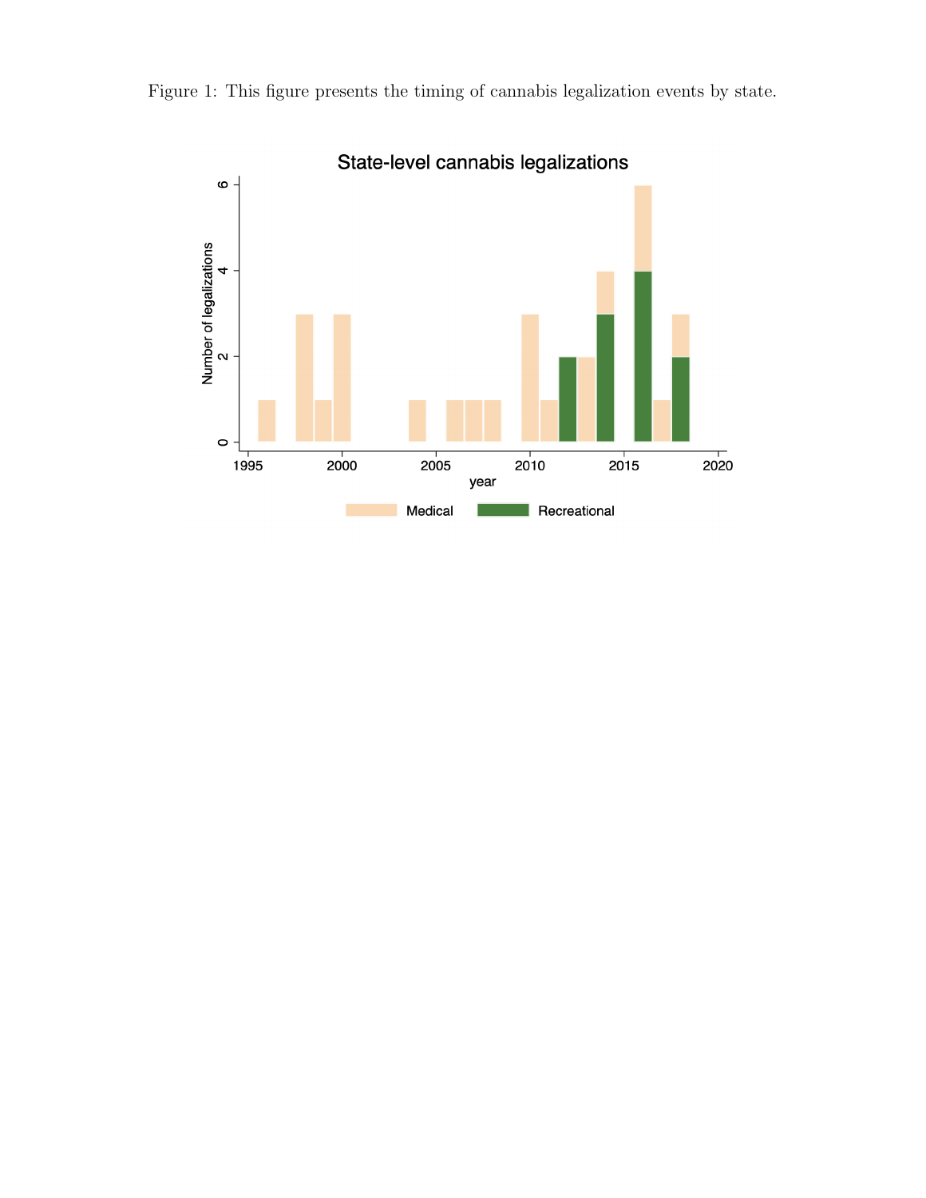Figure 1: This figure presents the timing of cannabis legalization events by state.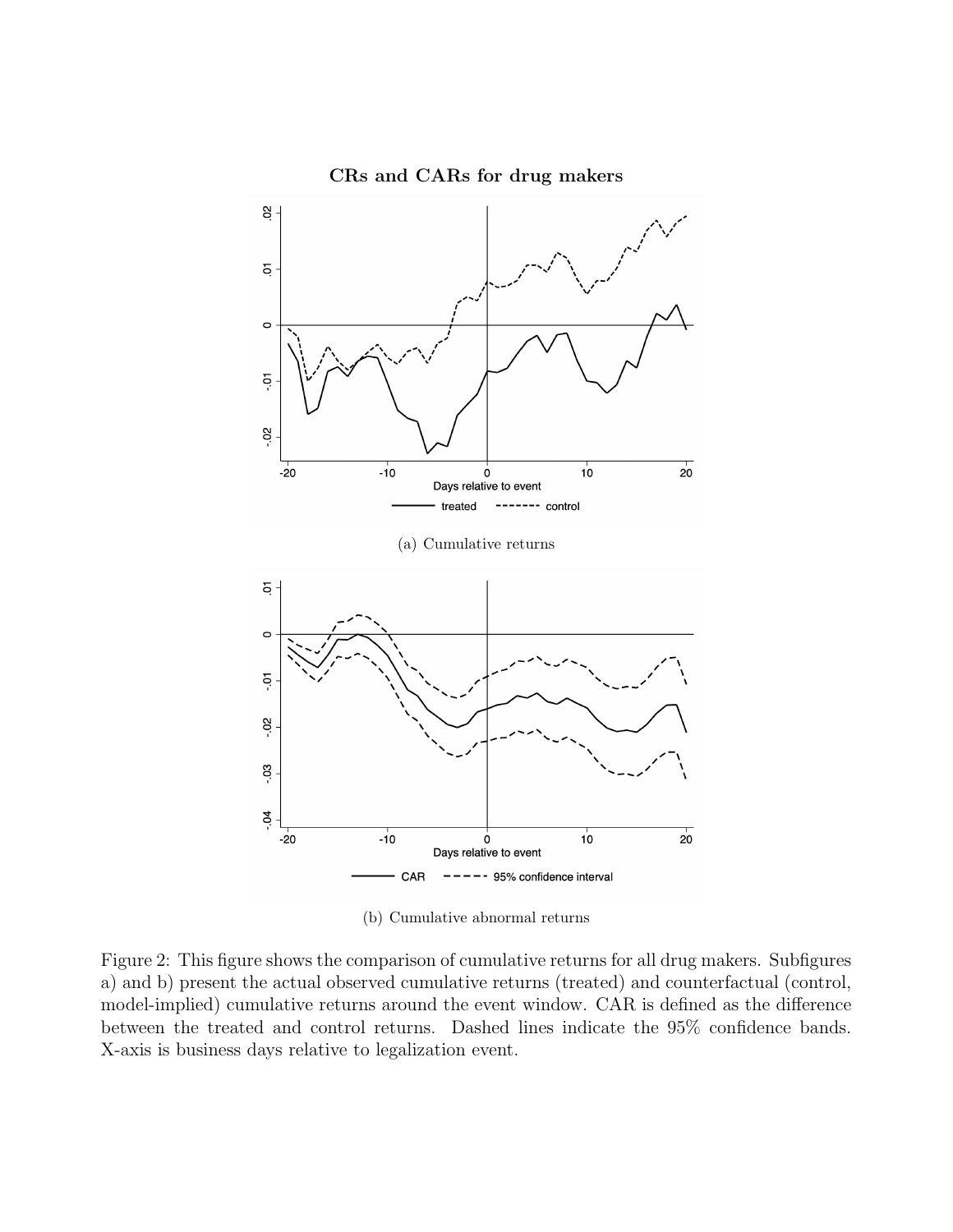CRs and CARs for drug makers

(a) Cumulative returns

(b) Cumulative abnormal returns

Figure 2: This figure shows the comparison of cumulative returns for all drug makers. Subfigures a) and b) present the actual observed cumulative returns (treated) and counterfactual (control, model-implied) cumulative returns around the event window. CAR is defined as the difference between the treated and control returns. Dashed lines indicate the 95% confidence bands. X-axis is business days relative to legalization event.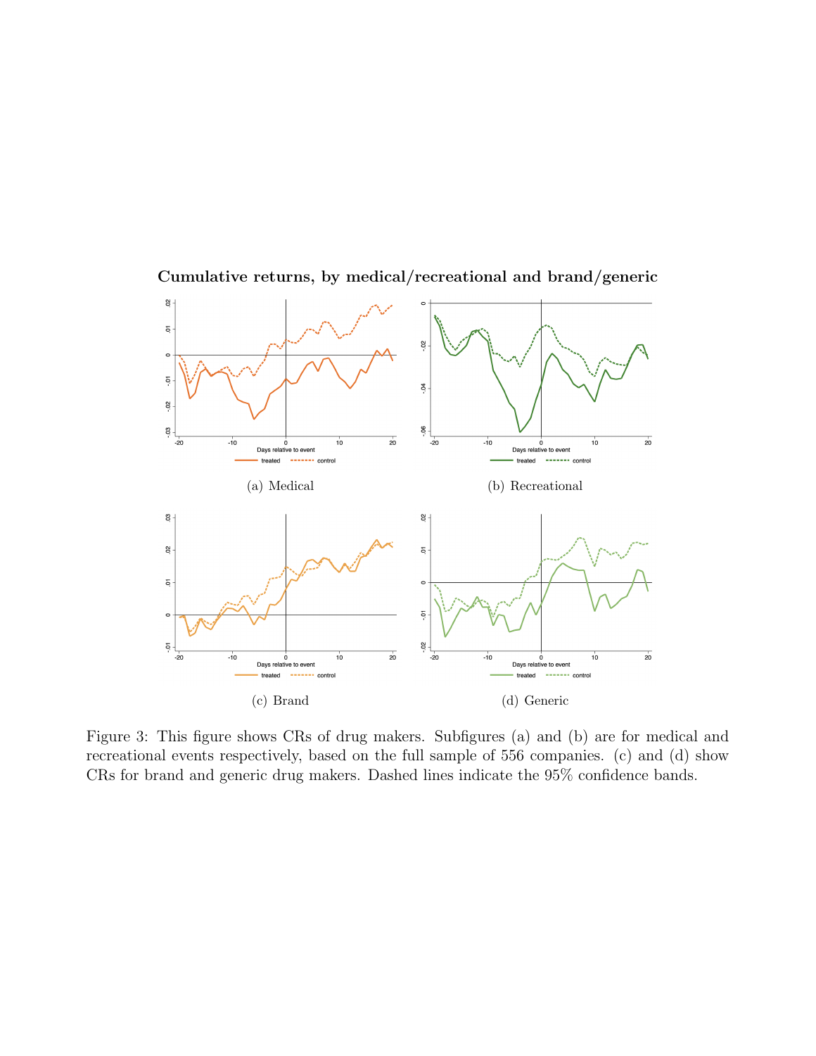**Cumulative returns, by medical/recreational and brand/generic**

(a) Medical

(b) Recreational

(c) Brand

(d) Generic

Figure 3: This figure shows CRs of drug makers. Subfigures (a) and (b) are for medical and recreational events respectively, based on the full sample of 556 companies. (c) and (d) show CRs for brand and generic drug makers. Dashed lines indicate the 95% confidence bands.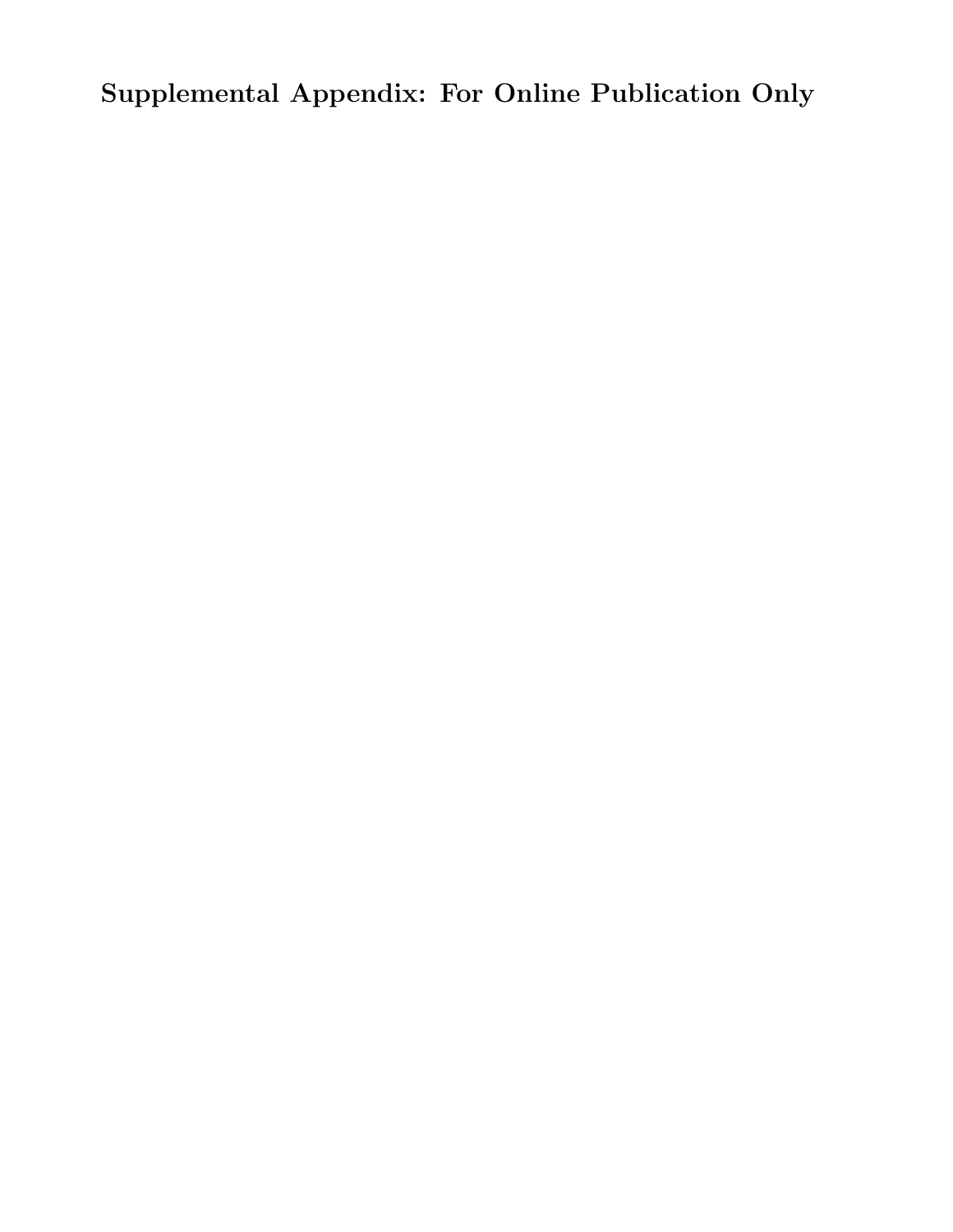**Supplemental Appendix: For Online Publication Only**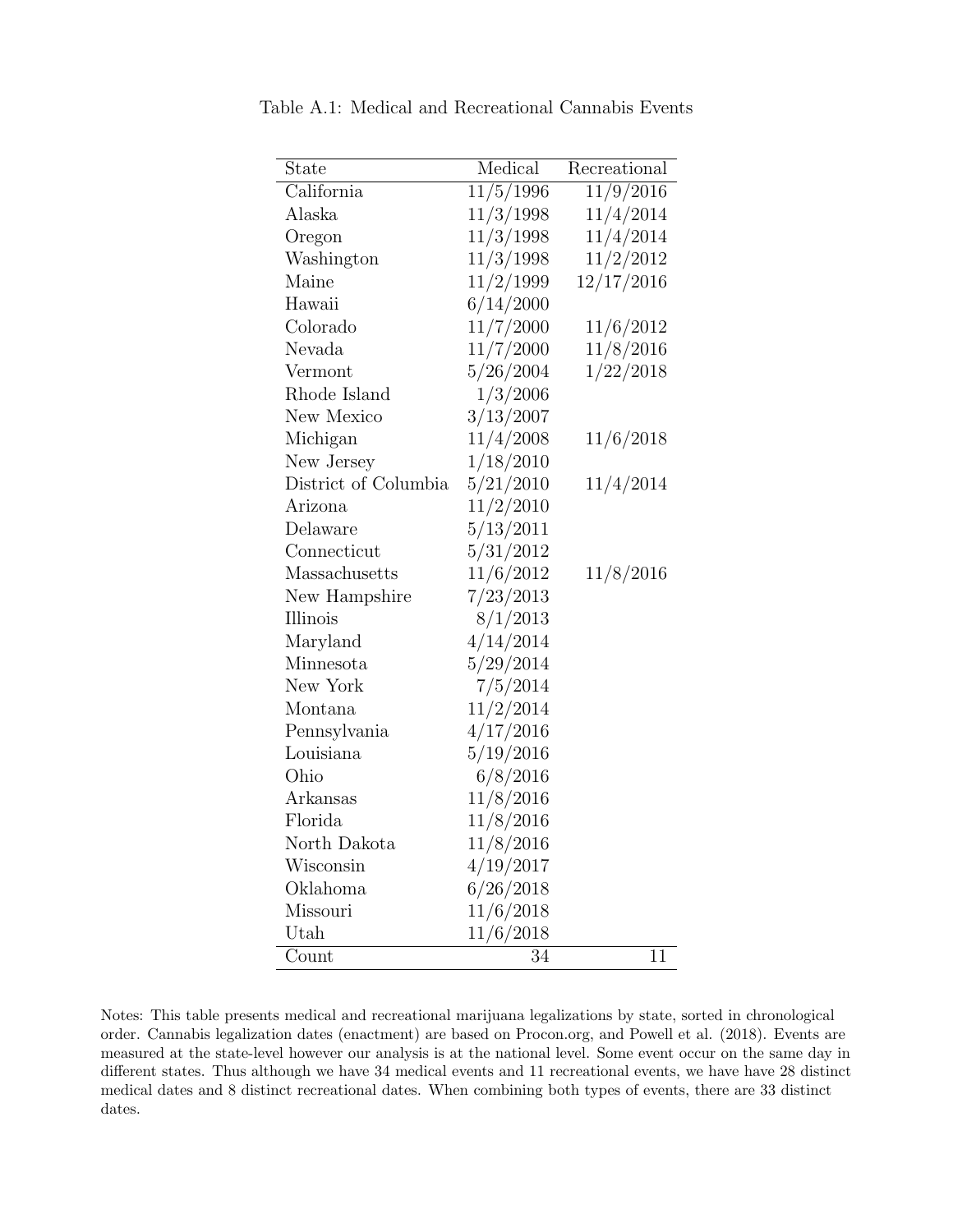Table A.1: Medical and Recreational Cannabis Events

| State | Medical | Recreational |
|---|---|---|
| California | 11/5/1996 | 11/9/2016 |
| Alaska | 11/3/1998 | 11/4/2014 |
| Oregon | 11/3/1998 | 11/4/2014 |
| Washington | 11/3/1998 | 11/2/2012 |
| Maine | 11/2/1999 | 12/17/2016 |
| Hawaii | 6/14/2000 | |
| Colorado | 11/7/2000 | 11/6/2012 |
| Nevada | 11/7/2000 | 11/8/2016 |
| Vermont | 5/26/2004 | 1/22/2018 |
| Rhode Island | 1/3/2006 | |
| New Mexico | 3/13/2007 | |
| Michigan | 11/4/2008 | 11/6/2018 |
| New Jersey | 1/18/2010 | |
| District of Columbia | 5/21/2010 | 11/4/2014 |
| Arizona | 11/2/2010 | |
| Delaware | 5/13/2011 | |
| Connecticut | 5/31/2012 | |
| Massachusetts | 11/6/2012 | 11/8/2016 |
| New Hampshire | 7/23/2013 | |
| Illinois | 8/1/2013 | |
| Maryland | 4/14/2014 | |
| Minnesota | 5/29/2014 | |
| New York | 7/5/2014 | |
| Montana | 11/2/2014 | |
| Pennsylvania | 4/17/2016 | |
| Louisiana | 5/19/2016 | |
| Ohio | 6/8/2016 | |
| Arkansas | 11/8/2016 | |
| Florida | 11/8/2016 | |
| North Dakota | 11/8/2016 | |
| Wisconsin | 4/19/2017 | |
| Oklahoma | 6/26/2018 | |
| Missouri | 11/6/2018 | |
| Utah | 11/6/2018 | |
| Count | 34 | 11 |

Notes: This table presents medical and recreational marijuana legalizations by state, sorted in chronological order. Cannabis legalization dates (enactment) are based on Procon.org, and Powell et al. (2018). Events are measured at the state-level however our analysis is at the national level. Some event occur on the same day in different states. Thus although we have 34 medical events and 11 recreational events, we have have 28 distinct medical dates and 8 distinct recreational dates. When combining both types of events, there are 33 distinct dates.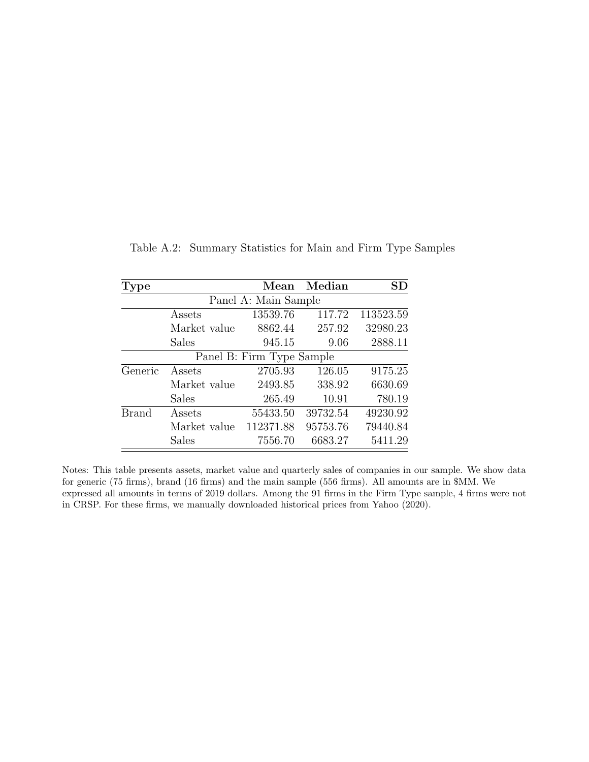Table A.2: Summary Statistics for Main and Firm Type Samples

| **Type** | | **Mean** | **Median** | **SD** |
|---|---|---|---|---|
| Panel A: Main Sample | | | | |
| | Assets | 13539.76 | 117.72 | 113523.59 |
| | Market value | 8862.44 | 257.92 | 32980.23 |
| | Sales | 945.15 | 9.06 | 2888.11 |
| Panel B: Firm Type Sample | | | | |
| Generic | Assets | 2705.93 | 126.05 | 9175.25 |
| | Market value | 2493.85 | 338.92 | 6630.69 |
| | Sales | 265.49 | 10.91 | 780.19 |
| Brand | Assets | 55433.50 | 39732.54 | 49230.92 |
| | Market value | 112371.88 | 95753.76 | 79440.84 |
| | Sales | 7556.70 | 6683.27 | 5411.29 |

Notes: This table presents assets, market value and quarterly sales of companies in our sample. We show data for generic (75 firms), brand (16 firms) and the main sample (556 firms). All amounts are in $MM. We expressed all amounts in terms of 2019 dollars. Among the 91 firms in the Firm Type sample, 4 firms were not in CRSP. For these firms, we manually downloaded historical prices from Yahoo (2020).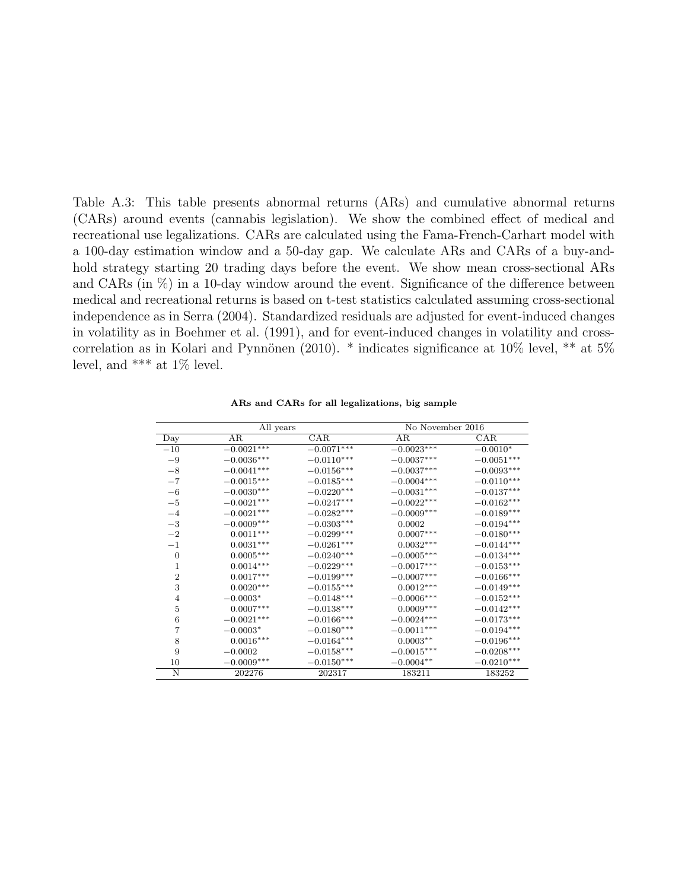Table A.3: This table presents abnormal returns (ARs) and cumulative abnormal returns (CARs) around events (cannabis legislation). We show the combined effect of medical and recreational use legalizations. CARs are calculated using the Fama-French-Carhart model with a 100-day estimation window and a 50-day gap. We calculate ARs and CARs of a buy-and-hold strategy starting 20 trading days before the event. We show mean cross-sectional ARs and CARs (in %) in a 10-day window around the event. Significance of the difference between medical and recreational returns is based on t-test statistics calculated assuming cross-sectional independence as in Serra (2004). Standardized residuals are adjusted for event-induced changes in volatility as in Boehmer et al. (1991), and for event-induced changes in volatility and cross-correlation as in Kolari and Pynnönen (2010). * indicates significance at 10% level, ** at 5% level, and *** at 1% level.

**ARs and CARs for all legalizations, big sample**

| | All years | | No November 2016 | |
|---|---|---|---|---|
| Day | AR | CAR | AR | CAR |
| −10 | −0.0021*** | −0.0071*** | −0.0023*** | −0.0010* |
| −9 | −0.0036*** | −0.0110*** | −0.0037*** | −0.0051*** |
| −8 | −0.0041*** | −0.0156*** | −0.0037*** | −0.0093*** |
| −7 | −0.0015*** | −0.0185*** | −0.0004*** | −0.0110*** |
| −6 | −0.0030*** | −0.0220*** | −0.0031*** | −0.0137*** |
| −5 | −0.0021*** | −0.0247*** | −0.0022*** | −0.0162*** |
| −4 | −0.0021*** | −0.0282*** | −0.0009*** | −0.0189*** |
| −3 | −0.0009*** | −0.0303*** | 0.0002 | −0.0194*** |
| −2 | 0.0011*** | −0.0299*** | 0.0007*** | −0.0180*** |
| −1 | 0.0031*** | −0.0261*** | 0.0032*** | −0.0144*** |
| 0 | 0.0005*** | −0.0240*** | −0.0005*** | −0.0134*** |
| 1 | 0.0014*** | −0.0229*** | −0.0017*** | −0.0153*** |
| 2 | 0.0017*** | −0.0199*** | −0.0007*** | −0.0166*** |
| 3 | 0.0020*** | −0.0155*** | 0.0012*** | −0.0149*** |
| 4 | −0.0003* | −0.0148*** | −0.0006*** | −0.0152*** |
| 5 | 0.0007*** | −0.0138*** | 0.0009*** | −0.0142*** |
| 6 | −0.0021*** | −0.0166*** | −0.0024*** | −0.0173*** |
| 7 | −0.0003* | −0.0180*** | −0.0011*** | −0.0194*** |
| 8 | 0.0016*** | −0.0164*** | 0.0003** | −0.0196*** |
| 9 | −0.0002 | −0.0158*** | −0.0015*** | −0.0208*** |
| 10 | −0.0009*** | −0.0150*** | −0.0004** | −0.0210*** |
| N | 202276 | 202317 | 183211 | 183252 |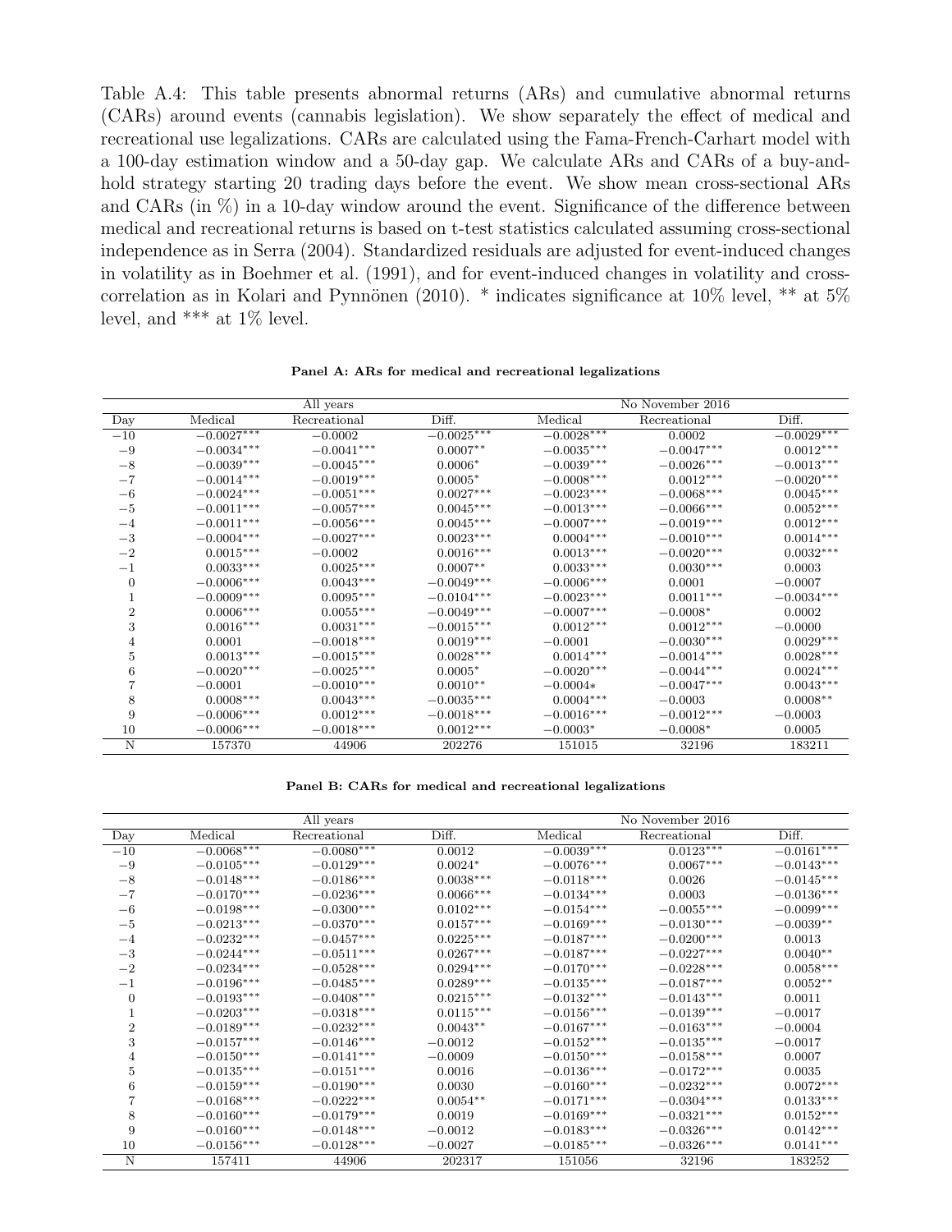Table A.4: This table presents abnormal returns (ARs) and cumulative abnormal returns (CARs) around events (cannabis legislation). We show separately the effect of medical and recreational use legalizations. CARs are calculated using the Fama-French-Carhart model with a 100-day estimation window and a 50-day gap. We calculate ARs and CARs of a buy-and-hold strategy starting 20 trading days before the event. We show mean cross-sectional ARs and CARs (in %) in a 10-day window around the event. Significance of the difference between medical and recreational returns is based on t-test statistics calculated assuming cross-sectional independence as in Serra (2004). Standardized residuals are adjusted for event-induced changes in volatility as in Boehmer et al. (1991), and for event-induced changes in volatility and cross-correlation as in Kolari and Pynnönen (2010). * indicates significance at 10% level, ** at 5% level, and *** at 1% level.

**Panel A: ARs for medical and recreational legalizations**

| | All years | | | No November 2016 | | |
|---|---|---|---|---|---|---|
| Day | Medical | Recreational | Diff. | Medical | Recreational | Diff. |
| −10 | −0.0027*** | −0.0002 | −0.0025*** | −0.0028*** | 0.0002 | −0.0029*** |
| −9 | −0.0034*** | −0.0041*** | 0.0007** | −0.0035*** | −0.0047*** | 0.0012*** |
| −8 | −0.0039*** | −0.0045*** | 0.0006* | −0.0039*** | −0.0026*** | −0.0013*** |
| −7 | −0.0014*** | −0.0019*** | 0.0005* | −0.0008*** | 0.0012*** | −0.0020*** |
| −6 | −0.0024*** | −0.0051*** | 0.0027*** | −0.0023*** | −0.0068*** | 0.0045*** |
| −5 | −0.0011*** | −0.0057*** | 0.0045*** | −0.0013*** | −0.0066*** | 0.0052*** |
| −4 | −0.0011*** | −0.0056*** | 0.0045*** | −0.0007*** | −0.0019*** | 0.0012*** |
| −3 | −0.0004*** | −0.0027*** | 0.0023*** | 0.0004*** | −0.0010*** | 0.0014*** |
| −2 | 0.0015*** | −0.0002 | 0.0016*** | 0.0013*** | −0.0020*** | 0.0032*** |
| −1 | 0.0033*** | 0.0025*** | 0.0007** | 0.0033*** | 0.0030*** | 0.0003 |
| 0 | −0.0006*** | 0.0043*** | −0.0049*** | −0.0006*** | 0.0001 | −0.0007 |
| 1 | −0.0009*** | 0.0095*** | −0.0104*** | −0.0023*** | 0.0011*** | −0.0034*** |
| 2 | 0.0006*** | 0.0055*** | −0.0049*** | −0.0007*** | −0.0008* | 0.0002 |
| 3 | 0.0016*** | 0.0031*** | −0.0015*** | 0.0012*** | 0.0012*** | −0.0000 |
| 4 | 0.0001 | −0.0018*** | 0.0019*** | −0.0001 | −0.0030*** | 0.0029*** |
| 5 | 0.0013*** | −0.0015*** | 0.0028*** | 0.0014*** | −0.0014*** | 0.0028*** |
| 6 | −0.0020*** | −0.0025*** | 0.0005* | −0.0020*** | −0.0044*** | 0.0024*** |
| 7 | −0.0001 | −0.0010*** | 0.0010** | −0.0004* | −0.0047*** | 0.0043*** |
| 8 | 0.0008*** | 0.0043*** | −0.0035*** | 0.0004*** | −0.0003 | 0.0008** |
| 9 | −0.0006*** | 0.0012*** | −0.0018*** | −0.0016*** | −0.0012*** | −0.0003 |
| 10 | −0.0006*** | −0.0018*** | 0.0012*** | −0.0003* | −0.0008* | 0.0005 |
| N | 157370 | 44906 | 202276 | 151015 | 32196 | 183211 |

**Panel B: CARs for medical and recreational legalizations**

| | All years | | | No November 2016 | | |
|---|---|---|---|---|---|---|
| Day | Medical | Recreational | Diff. | Medical | Recreational | Diff. |
| −10 | −0.0068*** | −0.0080*** | 0.0012 | −0.0039*** | 0.0123*** | −0.0161*** |
| −9 | −0.0105*** | −0.0129*** | 0.0024* | −0.0076*** | 0.0067*** | −0.0143*** |
| −8 | −0.0148*** | −0.0186*** | 0.0038*** | −0.0118*** | 0.0026 | −0.0145*** |
| −7 | −0.0170*** | −0.0236*** | 0.0066*** | −0.0134*** | 0.0003 | −0.0136*** |
| −6 | −0.0198*** | −0.0300*** | 0.0102*** | −0.0154*** | −0.0055*** | −0.0099*** |
| −5 | −0.0213*** | −0.0370*** | 0.0157*** | −0.0169*** | −0.0130*** | −0.0039** |
| −4 | −0.0232*** | −0.0457*** | 0.0225*** | −0.0187*** | −0.0200*** | 0.0013 |
| −3 | −0.0244*** | −0.0511*** | 0.0267*** | −0.0187*** | −0.0227*** | 0.0040** |
| −2 | −0.0234*** | −0.0528*** | 0.0294*** | −0.0170*** | −0.0228*** | 0.0058*** |
| −1 | −0.0196*** | −0.0485*** | 0.0289*** | −0.0135*** | −0.0187*** | 0.0052** |
| 0 | −0.0193*** | −0.0408*** | 0.0215*** | −0.0132*** | −0.0143*** | 0.0011 |
| 1 | −0.0203*** | −0.0318*** | 0.0115*** | −0.0156*** | −0.0139*** | −0.0017 |
| 2 | −0.0189*** | −0.0232*** | 0.0043** | −0.0167*** | −0.0163*** | −0.0004 |
| 3 | −0.0157*** | −0.0146*** | −0.0012 | −0.0152*** | −0.0135*** | −0.0017 |
| 4 | −0.0150*** | −0.0141*** | −0.0009 | −0.0150*** | −0.0158*** | 0.0007 |
| 5 | −0.0135*** | −0.0151*** | 0.0016 | −0.0136*** | −0.0172*** | 0.0035 |
| 6 | −0.0159*** | −0.0190*** | 0.0030 | −0.0160*** | −0.0232*** | 0.0072*** |
| 7 | −0.0168*** | −0.0222*** | 0.0054** | −0.0171*** | −0.0304*** | 0.0133*** |
| 8 | −0.0160*** | −0.0179*** | 0.0019 | −0.0169*** | −0.0321*** | 0.0152*** |
| 9 | −0.0160*** | −0.0148*** | −0.0012 | −0.0183*** | −0.0326*** | 0.0142*** |
| 10 | −0.0156*** | −0.0128*** | −0.0027 | −0.0185*** | −0.0326*** | 0.0141*** |
| N | 157411 | 44906 | 202317 | 151056 | 32196 | 183252 |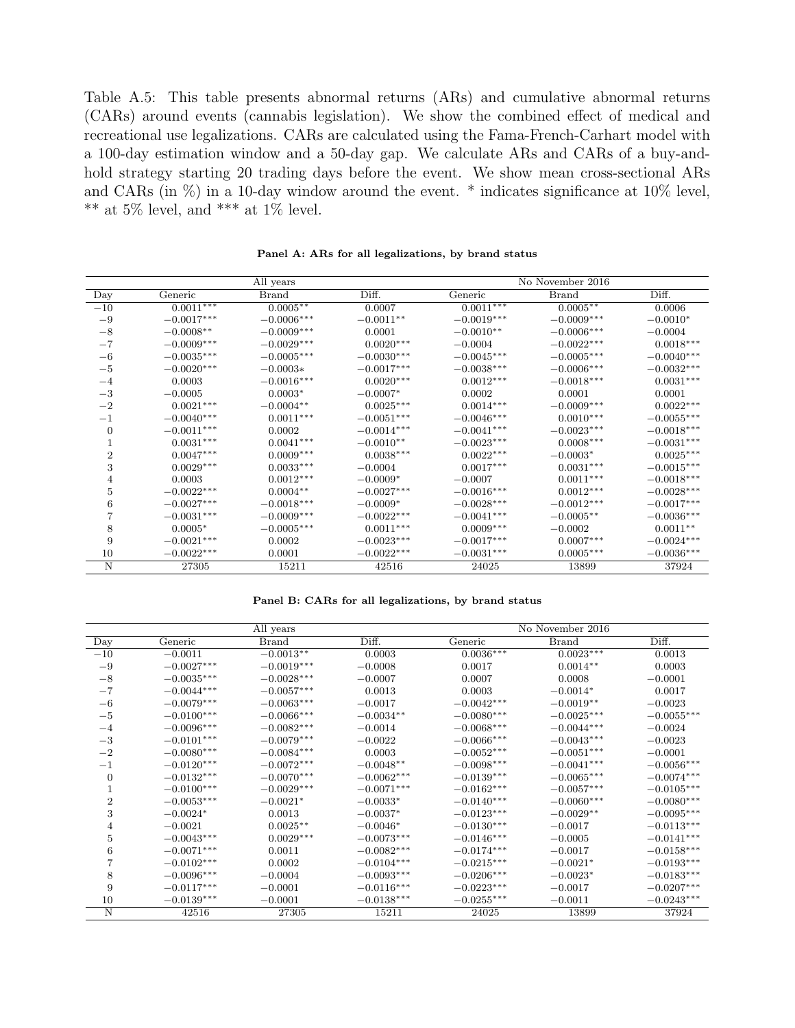Table A.5: This table presents abnormal returns (ARs) and cumulative abnormal returns (CARs) around events (cannabis legislation). We show the combined effect of medical and recreational use legalizations. CARs are calculated using the Fama-French-Carhart model with a 100-day estimation window and a 50-day gap. We calculate ARs and CARs of a buy-and-hold strategy starting 20 trading days before the event. We show mean cross-sectional ARs and CARs (in %) in a 10-day window around the event. * indicates significance at 10% level, ** at 5% level, and *** at 1% level.

**Panel A: ARs for all legalizations, by brand status**

| | All years | | | No November 2016 | | |
|---|---|---|---|---|---|---|
| Day | Generic | Brand | Diff. | Generic | Brand | Diff. |
| −10 | 0.0011*** | 0.0005** | 0.0007 | 0.0011*** | 0.0005** | 0.0006 |
| −9 | −0.0017*** | −0.0006*** | −0.0011** | −0.0019*** | −0.0009*** | −0.0010* |
| −8 | −0.0008** | −0.0009*** | 0.0001 | −0.0010** | −0.0006*** | −0.0004 |
| −7 | −0.0009*** | −0.0029*** | 0.0020*** | −0.0004 | −0.0022*** | 0.0018*** |
| −6 | −0.0035*** | −0.0005*** | −0.0030*** | −0.0045*** | −0.0005*** | −0.0040*** |
| −5 | −0.0020*** | −0.0003* | −0.0017*** | −0.0038*** | −0.0006*** | −0.0032*** |
| −4 | 0.0003 | −0.0016*** | 0.0020*** | 0.0012*** | −0.0018*** | 0.0031*** |
| −3 | −0.0005 | 0.0003* | −0.0007* | 0.0002 | 0.0001 | 0.0001 |
| −2 | 0.0021*** | −0.0004** | 0.0025*** | 0.0014*** | −0.0009*** | 0.0022*** |
| −1 | −0.0040*** | 0.0011*** | −0.0051*** | −0.0046*** | 0.0010*** | −0.0055*** |
| 0 | −0.0011*** | 0.0002 | −0.0014*** | −0.0041*** | −0.0023*** | −0.0018*** |
| 1 | 0.0031*** | 0.0041*** | −0.0010** | −0.0023*** | 0.0008*** | −0.0031*** |
| 2 | 0.0047*** | 0.0009*** | 0.0038*** | 0.0022*** | −0.0003* | 0.0025*** |
| 3 | 0.0029*** | 0.0033*** | −0.0004 | 0.0017*** | 0.0031*** | −0.0015*** |
| 4 | 0.0003 | 0.0012*** | −0.0009* | −0.0007 | 0.0011*** | −0.0018*** |
| 5 | −0.0022*** | 0.0004** | −0.0027*** | −0.0016*** | 0.0012*** | −0.0028*** |
| 6 | −0.0027*** | −0.0018*** | −0.0009* | −0.0028*** | −0.0012*** | −0.0017*** |
| 7 | −0.0031*** | −0.0009*** | −0.0022*** | −0.0041*** | −0.0005** | −0.0036*** |
| 8 | 0.0005* | −0.0005*** | 0.0011*** | 0.0009*** | −0.0002 | 0.0011** |
| 9 | −0.0021*** | 0.0002 | −0.0023*** | −0.0017*** | 0.0007*** | −0.0024*** |
| 10 | −0.0022*** | 0.0001 | −0.0022*** | −0.0031*** | 0.0005*** | −0.0036*** |
| N | 27305 | 15211 | 42516 | 24025 | 13899 | 37924 |

**Panel B: CARs for all legalizations, by brand status**

| | All years | | | No November 2016 | | |
|---|---|---|---|---|---|---|
| Day | Generic | Brand | Diff. | Generic | Brand | Diff. |
| −10 | −0.0011 | −0.0013** | 0.0003 | 0.0036*** | 0.0023*** | 0.0013 |
| −9 | −0.0027*** | −0.0019*** | −0.0008 | 0.0017 | 0.0014** | 0.0003 |
| −8 | −0.0035*** | −0.0028*** | −0.0007 | 0.0007 | 0.0008 | −0.0001 |
| −7 | −0.0044*** | −0.0057*** | 0.0013 | 0.0003 | −0.0014* | 0.0017 |
| −6 | −0.0079*** | −0.0063*** | −0.0017 | −0.0042*** | −0.0019** | −0.0023 |
| −5 | −0.0100*** | −0.0066*** | −0.0034** | −0.0080*** | −0.0025*** | −0.0055*** |
| −4 | −0.0096*** | −0.0082*** | −0.0014 | −0.0068*** | −0.0044*** | −0.0024 |
| −3 | −0.0101*** | −0.0079*** | −0.0022 | −0.0066*** | −0.0043*** | −0.0023 |
| −2 | −0.0080*** | −0.0084*** | 0.0003 | −0.0052*** | −0.0051*** | −0.0001 |
| −1 | −0.0120*** | −0.0072*** | −0.0048** | −0.0098*** | −0.0041*** | −0.0056*** |
| 0 | −0.0132*** | −0.0070*** | −0.0062*** | −0.0139*** | −0.0065*** | −0.0074*** |
| 1 | −0.0100*** | −0.0029*** | −0.0071*** | −0.0162*** | −0.0057*** | −0.0105*** |
| 2 | −0.0053*** | −0.0021* | −0.0033* | −0.0140*** | −0.0060*** | −0.0080*** |
| 3 | −0.0024* | 0.0013 | −0.0037* | −0.0123*** | −0.0029** | −0.0095*** |
| 4 | −0.0021 | 0.0025** | −0.0046* | −0.0130*** | −0.0017 | −0.0113*** |
| 5 | −0.0043*** | 0.0029*** | −0.0073*** | −0.0146*** | −0.0005 | −0.0141*** |
| 6 | −0.0071*** | 0.0011 | −0.0082*** | −0.0174*** | −0.0017 | −0.0158*** |
| 7 | −0.0102*** | 0.0002 | −0.0104*** | −0.0215*** | −0.0021* | −0.0193*** |
| 8 | −0.0096*** | −0.0004 | −0.0093*** | −0.0206*** | −0.0023* | −0.0183*** |
| 9 | −0.0117*** | −0.0001 | −0.0116*** | −0.0223*** | −0.0017 | −0.0207*** |
| 10 | −0.0139*** | −0.0001 | −0.0138*** | −0.0255*** | −0.0011 | −0.0243*** |
| N | 42516 | 27305 | 15211 | 24025 | 13899 | 37924 |